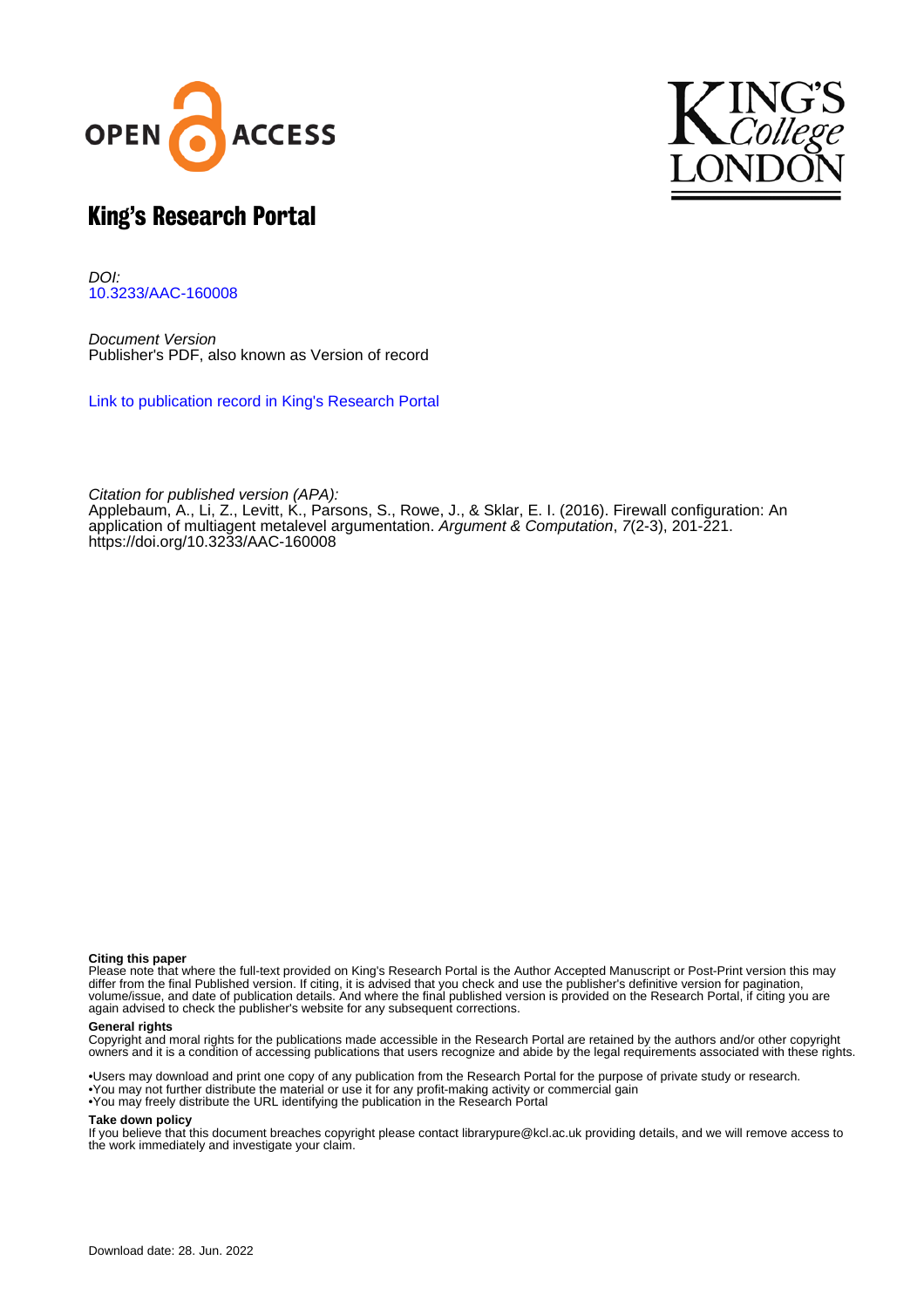# King's Research Portal

*DOI:*
10.3233/AAC-160008

*Document Version*
Publisher's PDF, also known as Version of record

Link to publication record in King's Research Portal

*Citation for published version (APA):*
Applebaum, A., Li, Z., Levitt, K., Parsons, S., Rowe, J., & Sklar, E. I. (2016). Firewall configuration: An application of multiagent metalevel argumentation. *Argument & Computation*, *7*(2-3), 201-221. https://doi.org/10.3233/AAC-160008

**Citing this paper**
Please note that where the full-text provided on King's Research Portal is the Author Accepted Manuscript or Post-Print version this may differ from the final Published version. If citing, it is advised that you check and use the publisher's definitive version for pagination, volume/issue, and date of publication details. And where the final published version is provided on the Research Portal, if citing you are again advised to check the publisher's website for any subsequent corrections.

**General rights**
Copyright and moral rights for the publications made accessible in the Research Portal are retained by the authors and/or other copyright owners and it is a condition of accessing publications that users recognize and abide by the legal requirements associated with these rights.

•Users may download and print one copy of any publication from the Research Portal for the purpose of private study or research.
•You may not further distribute the material or use it for any profit-making activity or commercial gain
•You may freely distribute the URL identifying the publication in the Research Portal

**Take down policy**
If you believe that this document breaches copyright please contact librarypure@kcl.ac.uk providing details, and we will remove access to the work immediately and investigate your claim.

Download date: 28. Jun. 2022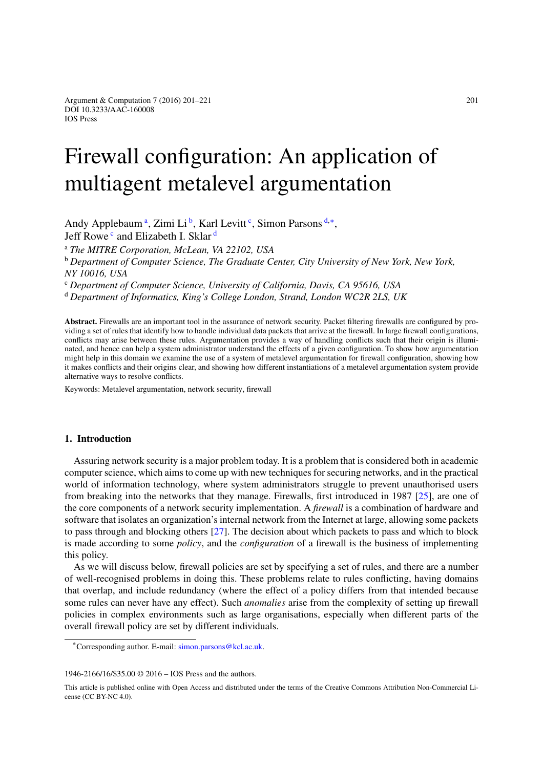# Firewall configuration: An application of multiagent metalevel argumentation

Andy Applebaum [a], Zimi Li [b], Karl Levitt [c], Simon Parsons [d,*], Jeff Rowe [c] and Elizabeth I. Sklar [d]

[a] *The MITRE Corporation, McLean, VA 22102, USA*

[b] *Department of Computer Science, The Graduate Center, City University of New York, New York, NY 10016, USA*

[c] *Department of Computer Science, University of California, Davis, CA 95616, USA*

[d] *Department of Informatics, King's College London, Strand, London WC2R 2LS, UK*

**Abstract.** Firewalls are an important tool in the assurance of network security. Packet filtering firewalls are configured by providing a set of rules that identify how to handle individual data packets that arrive at the firewall. In large firewall configurations, conflicts may arise between these rules. Argumentation provides a way of handling conflicts such that their origin is illuminated, and hence can help a system administrator understand the effects of a given configuration. To show how argumentation might help in this domain we examine the use of a system of metalevel argumentation for firewall configuration, showing how it makes conflicts and their origins clear, and showing how different instantiations of a metalevel argumentation system provide alternative ways to resolve conflicts.

Keywords: Metalevel argumentation, network security, firewall

## 1. Introduction

Assuring network security is a major problem today. It is a problem that is considered both in academic computer science, which aims to come up with new techniques for securing networks, and in the practical world of information technology, where system administrators struggle to prevent unauthorised users from breaking into the networks that they manage. Firewalls, first introduced in 1987 [25], are one of the core components of a network security implementation. A *firewall* is a combination of hardware and software that isolates an organization's internal network from the Internet at large, allowing some packets to pass through and blocking others [27]. The decision about which packets to pass and which to block is made according to some *policy*, and the *configuration* of a firewall is the business of implementing this policy.

As we will discuss below, firewall policies are set by specifying a set of rules, and there are a number of well-recognised problems in doing this. These problems relate to rules conflicting, having domains that overlap, and include redundancy (where the effect of a policy differs from that intended because some rules can never have any effect). Such *anomalies* arise from the complexity of setting up firewall policies in complex environments such as large organisations, especially when different parts of the overall firewall policy are set by different individuals.

*Corresponding author. E-mail: simon.parsons@kcl.ac.uk.

1946-2166/16/$35.00 © 2016 – IOS Press and the authors.

This article is published online with Open Access and distributed under the terms of the Creative Commons Attribution Non-Commercial License (CC BY-NC 4.0).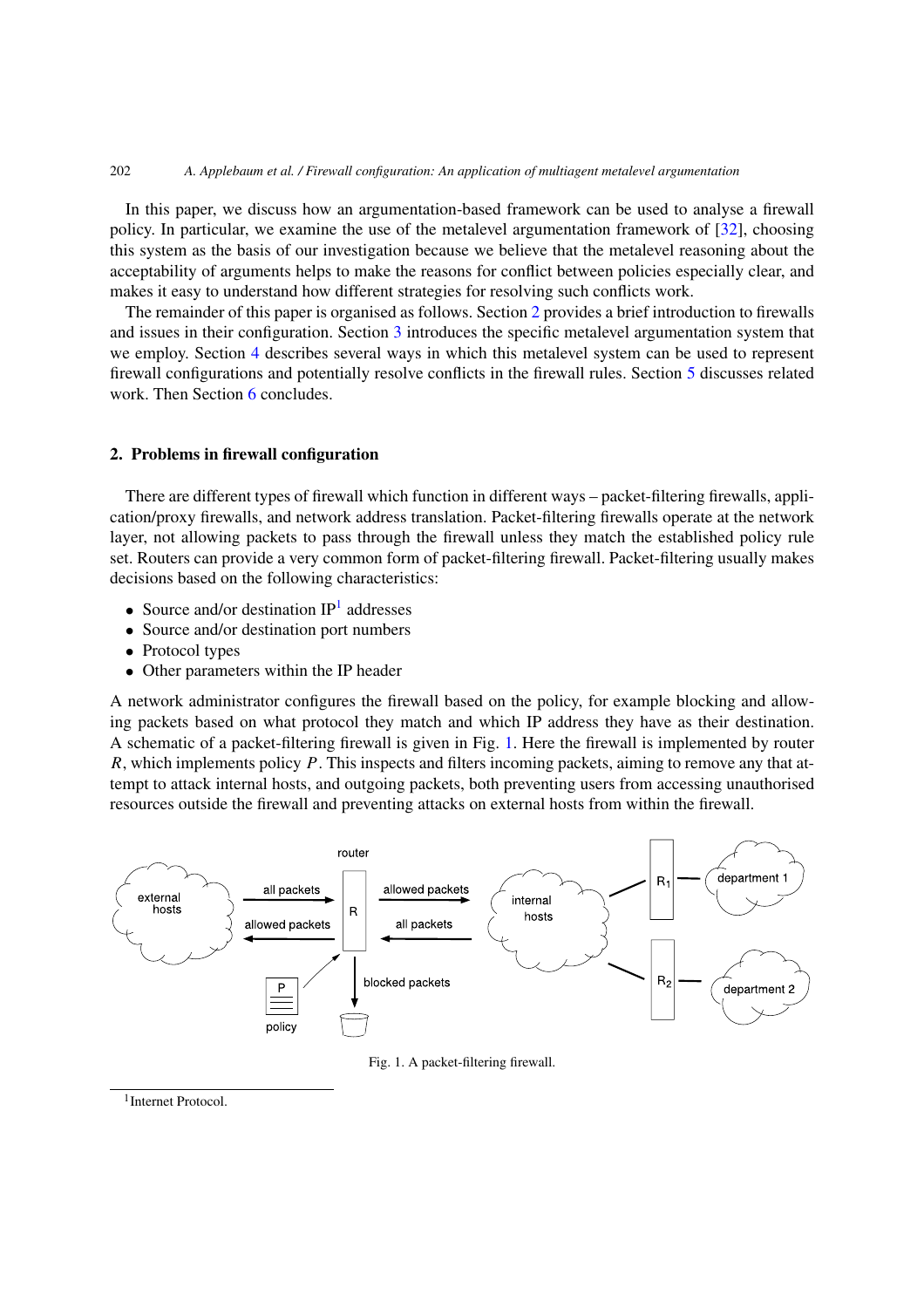In this paper, we discuss how an argumentation-based framework can be used to analyse a firewall policy. In particular, we examine the use of the metalevel argumentation framework of [32], choosing this system as the basis of our investigation because we believe that the metalevel reasoning about the acceptability of arguments helps to make the reasons for conflict between policies especially clear, and makes it easy to understand how different strategies for resolving such conflicts work.

The remainder of this paper is organised as follows. Section 2 provides a brief introduction to firewalls and issues in their configuration. Section 3 introduces the specific metalevel argumentation system that we employ. Section 4 describes several ways in which this metalevel system can be used to represent firewall configurations and potentially resolve conflicts in the firewall rules. Section 5 discusses related work. Then Section 6 concludes.

## 2. Problems in firewall configuration

There are different types of firewall which function in different ways – packet-filtering firewalls, application/proxy firewalls, and network address translation. Packet-filtering firewalls operate at the network layer, not allowing packets to pass through the firewall unless they match the established policy rule set. Routers can provide a very common form of packet-filtering firewall. Packet-filtering usually makes decisions based on the following characteristics:

- Source and/or destination IP[1] addresses
- Source and/or destination port numbers
- Protocol types
- Other parameters within the IP header

A network administrator configures the firewall based on the policy, for example blocking and allowing packets based on what protocol they match and which IP address they have as their destination. A schematic of a packet-filtering firewall is given in Fig. 1. Here the firewall is implemented by router $R$, which implements policy $P$. This inspects and filters incoming packets, aiming to remove any that attempt to attack internal hosts, and outgoing packets, both preventing users from accessing unauthorised resources outside the firewall and preventing attacks on external hosts from within the firewall.

router
external hosts
all packets
allowed packets
R
allowed packets
all packets
internal hosts
$R_1$
department 1
$R_2$
department 2
P
policy
blocked packets

Fig. 1. A packet-filtering firewall.

[1] Internet Protocol.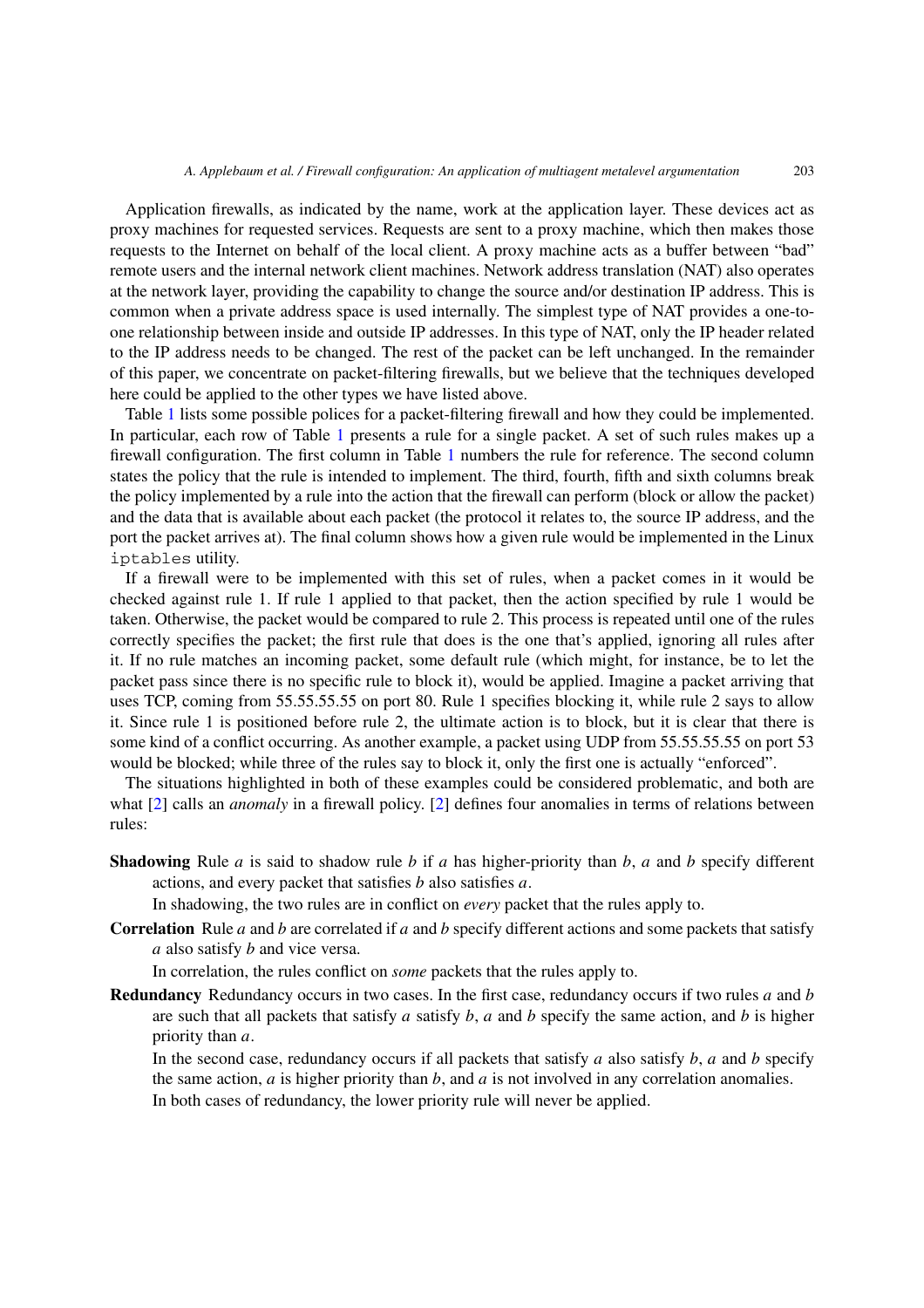Application firewalls, as indicated by the name, work at the application layer. These devices act as proxy machines for requested services. Requests are sent to a proxy machine, which then makes those requests to the Internet on behalf of the local client. A proxy machine acts as a buffer between "bad" remote users and the internal network client machines. Network address translation (NAT) also operates at the network layer, providing the capability to change the source and/or destination IP address. This is common when a private address space is used internally. The simplest type of NAT provides a one-to-one relationship between inside and outside IP addresses. In this type of NAT, only the IP header related to the IP address needs to be changed. The rest of the packet can be left unchanged. In the remainder of this paper, we concentrate on packet-filtering firewalls, but we believe that the techniques developed here could be applied to the other types we have listed above.

Table 1 lists some possible polices for a packet-filtering firewall and how they could be implemented. In particular, each row of Table 1 presents a rule for a single packet. A set of such rules makes up a firewall configuration. The first column in Table 1 numbers the rule for reference. The second column states the policy that the rule is intended to implement. The third, fourth, fifth and sixth columns break the policy implemented by a rule into the action that the firewall can perform (block or allow the packet) and the data that is available about each packet (the protocol it relates to, the source IP address, and the port the packet arrives at). The final column shows how a given rule would be implemented in the Linux `iptables` utility.

If a firewall were to be implemented with this set of rules, when a packet comes in it would be checked against rule 1. If rule 1 applied to that packet, then the action specified by rule 1 would be taken. Otherwise, the packet would be compared to rule 2. This process is repeated until one of the rules correctly specifies the packet; the first rule that does is the one that's applied, ignoring all rules after it. If no rule matches an incoming packet, some default rule (which might, for instance, be to let the packet pass since there is no specific rule to block it), would be applied. Imagine a packet arriving that uses TCP, coming from 55.55.55.55 on port 80. Rule 1 specifies blocking it, while rule 2 says to allow it. Since rule 1 is positioned before rule 2, the ultimate action is to block, but it is clear that there is some kind of a conflict occurring. As another example, a packet using UDP from 55.55.55.55 on port 53 would be blocked; while three of the rules say to block it, only the first one is actually "enforced".

The situations highlighted in both of these examples could be considered problematic, and both are what [2] calls an *anomaly* in a firewall policy. [2] defines four anomalies in terms of relations between rules:

**Shadowing** Rule $a$ is said to shadow rule $b$ if $a$ has higher-priority than $b$, $a$ and $b$ specify different actions, and every packet that satisfies $b$ also satisfies $a$.

In shadowing, the two rules are in conflict on *every* packet that the rules apply to.

**Correlation** Rule $a$ and $b$ are correlated if $a$ and $b$ specify different actions and some packets that satisfy $a$ also satisfy $b$ and vice versa.

In correlation, the rules conflict on *some* packets that the rules apply to.

**Redundancy** Redundancy occurs in two cases. In the first case, redundancy occurs if two rules $a$ and $b$ are such that all packets that satisfy $a$ satisfy $b$, $a$ and $b$ specify the same action, and $b$ is higher priority than $a$.

In the second case, redundancy occurs if all packets that satisfy $a$ also satisfy $b$, $a$ and $b$ specify the same action, $a$ is higher priority than $b$, and $a$ is not involved in any correlation anomalies.

In both cases of redundancy, the lower priority rule will never be applied.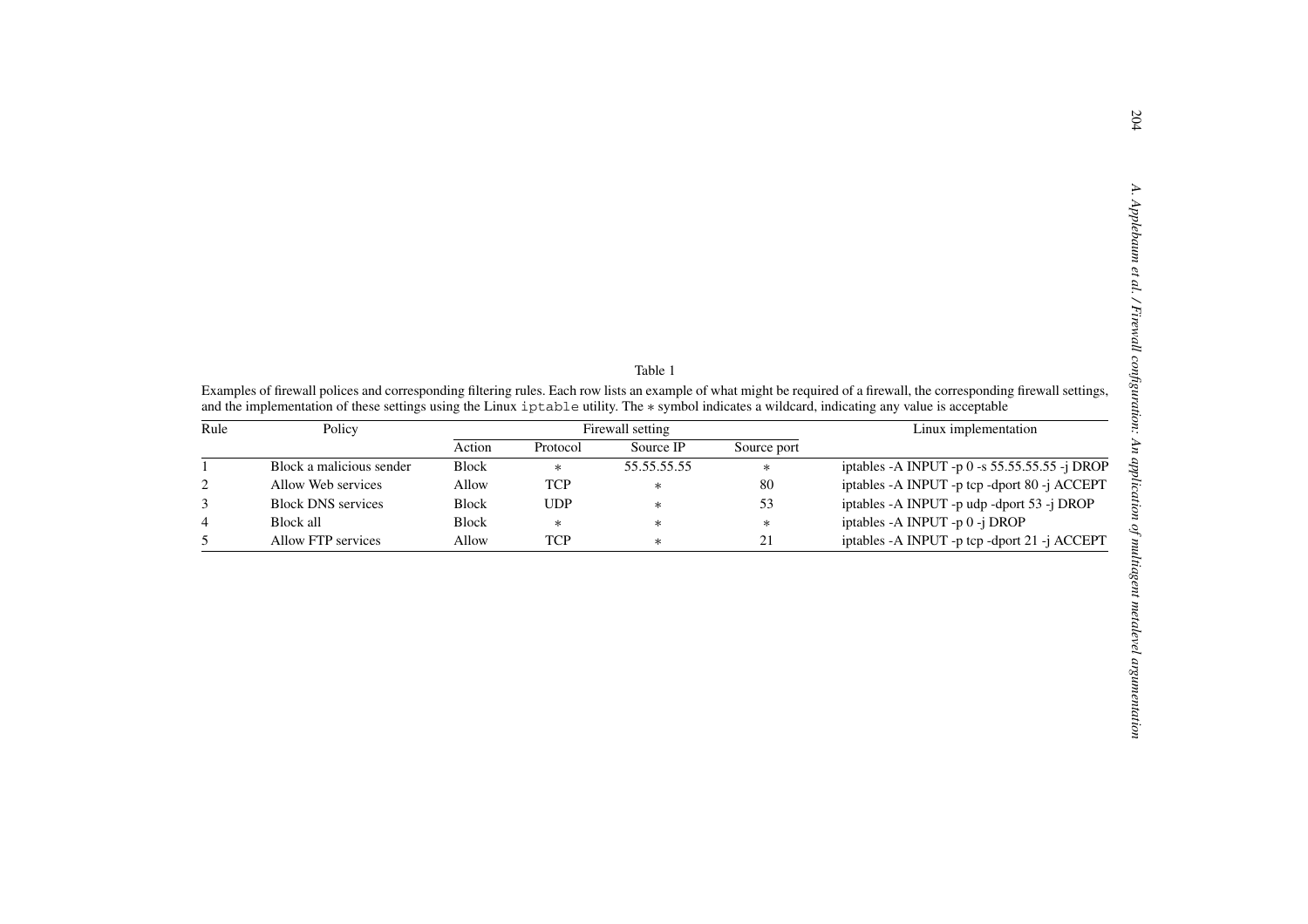Table 1

Examples of firewall polices and corresponding filtering rules. Each row lists an example of what might be required of a firewall, the corresponding firewall settings, and the implementation of these settings using the Linux `iptable` utility. The ∗ symbol indicates a wildcard, indicating any value is acceptable

| Rule | Policy | Firewall setting | | | | Linux implementation |
|---|---|---|---|---|---|---|
| | | Action | Protocol | Source IP | Source port | |
| 1 | Block a malicious sender | Block | ∗ | 55.55.55.55 | ∗ | iptables -A INPUT -p 0 -s 55.55.55.55 -j DROP |
| 2 | Allow Web services | Allow | TCP | ∗ | 80 | iptables -A INPUT -p tcp -dport 80 -j ACCEPT |
| 3 | Block DNS services | Block | UDP | ∗ | 53 | iptables -A INPUT -p udp -dport 53 -j DROP |
| 4 | Block all | Block | ∗ | ∗ | ∗ | iptables -A INPUT -p 0 -j DROP |
| 5 | Allow FTP services | Allow | TCP | ∗ | 21 | iptables -A INPUT -p tcp -dport 21 -j ACCEPT |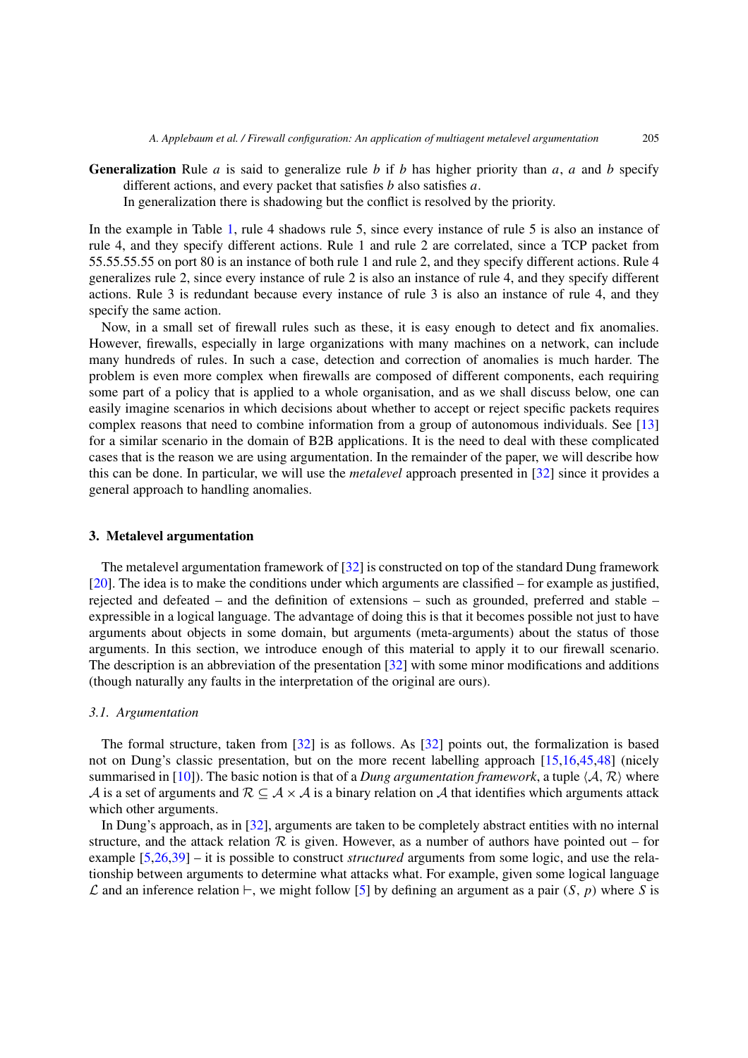**Generalization** Rule $a$ is said to generalize rule $b$ if $b$ has higher priority than $a$, $a$ and $b$ specify different actions, and every packet that satisfies $b$ also satisfies $a$.

In generalization there is shadowing but the conflict is resolved by the priority.

In the example in Table 1, rule 4 shadows rule 5, since every instance of rule 5 is also an instance of rule 4, and they specify different actions. Rule 1 and rule 2 are correlated, since a TCP packet from 55.55.55.55 on port 80 is an instance of both rule 1 and rule 2, and they specify different actions. Rule 4 generalizes rule 2, since every instance of rule 2 is also an instance of rule 4, and they specify different actions. Rule 3 is redundant because every instance of rule 3 is also an instance of rule 4, and they specify the same action.

Now, in a small set of firewall rules such as these, it is easy enough to detect and fix anomalies. However, firewalls, especially in large organizations with many machines on a network, can include many hundreds of rules. In such a case, detection and correction of anomalies is much harder. The problem is even more complex when firewalls are composed of different components, each requiring some part of a policy that is applied to a whole organisation, and as we shall discuss below, one can easily imagine scenarios in which decisions about whether to accept or reject specific packets requires complex reasons that need to combine information from a group of autonomous individuals. See [13] for a similar scenario in the domain of B2B applications. It is the need to deal with these complicated cases that is the reason we are using argumentation. In the remainder of the paper, we will describe how this can be done. In particular, we will use the *metalevel* approach presented in [32] since it provides a general approach to handling anomalies.

## 3. Metalevel argumentation

The metalevel argumentation framework of [32] is constructed on top of the standard Dung framework [20]. The idea is to make the conditions under which arguments are classified – for example as justified, rejected and defeated – and the definition of extensions – such as grounded, preferred and stable – expressible in a logical language. The advantage of doing this is that it becomes possible not just to have arguments about objects in some domain, but arguments (meta-arguments) about the status of those arguments. In this section, we introduce enough of this material to apply it to our firewall scenario. The description is an abbreviation of the presentation [32] with some minor modifications and additions (though naturally any faults in the interpretation of the original are ours).

### 3.1. Argumentation

The formal structure, taken from [32] is as follows. As [32] points out, the formalization is based not on Dung's classic presentation, but on the more recent labelling approach [15,16,45,48] (nicely summarised in [10]). The basic notion is that of a *Dung argumentation framework*, a tuple $\langle \mathcal{A}, \mathcal{R} \rangle$ where $\mathcal{A}$ is a set of arguments and $\mathcal{R} \subseteq \mathcal{A} \times \mathcal{A}$ is a binary relation on $\mathcal{A}$ that identifies which arguments attack which other arguments.

In Dung's approach, as in [32], arguments are taken to be completely abstract entities with no internal structure, and the attack relation $\mathcal{R}$ is given. However, as a number of authors have pointed out – for example [5,26,39] – it is possible to construct *structured* arguments from some logic, and use the relationship between arguments to determine what attacks what. For example, given some logical language $\mathcal{L}$ and an inference relation $\vdash$, we might follow [5] by defining an argument as a pair $(S, p)$ where $S$ is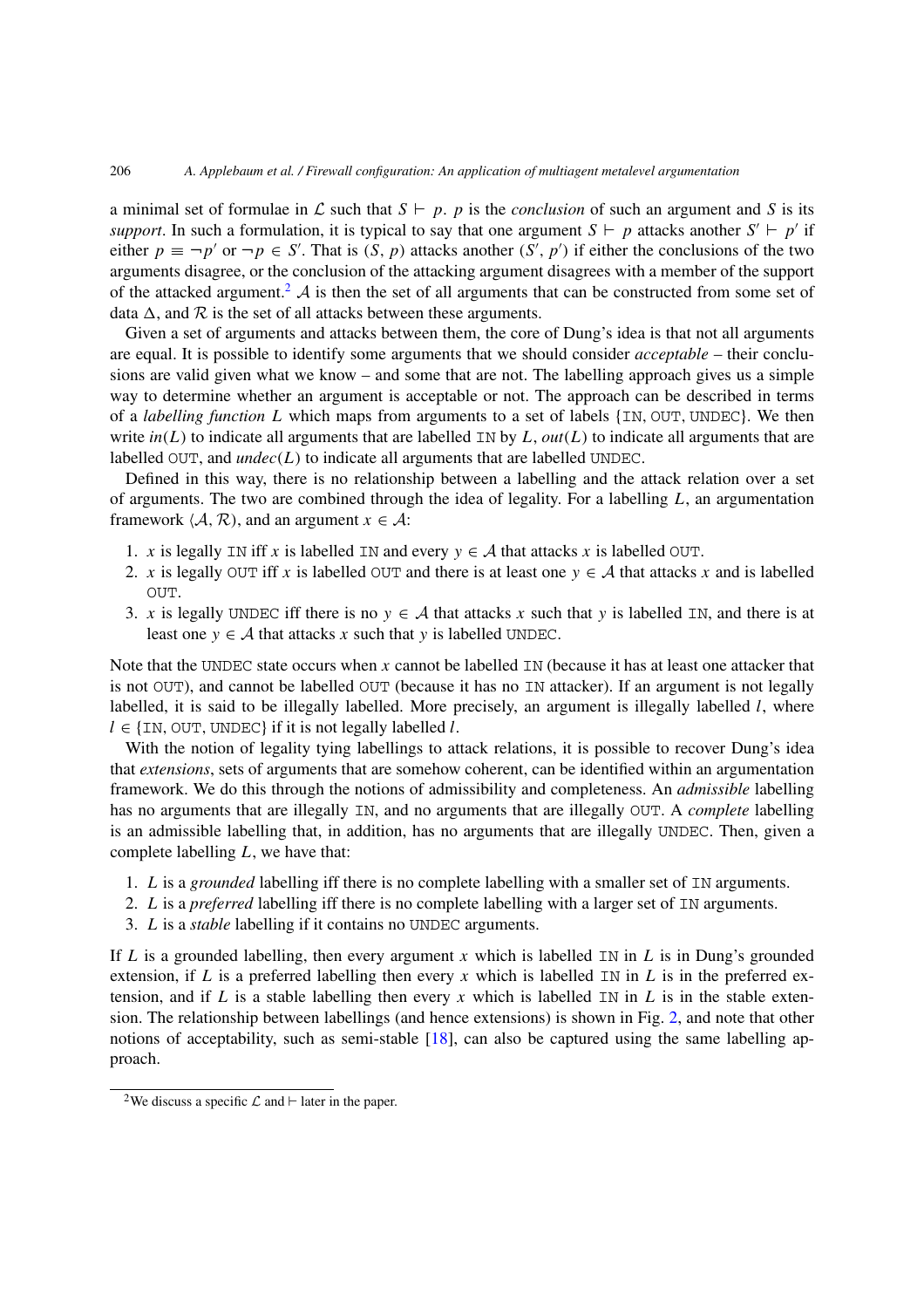a minimal set of formulae in $\mathcal{L}$ such that $S \vdash p$. $p$ is the *conclusion* of such an argument and $S$ is its *support*. In such a formulation, it is typical to say that one argument $S \vdash p$ attacks another $S' \vdash p'$ if either $p \equiv \neg p'$ or $\neg p \in S'$. That is $(S, p)$ attacks another $(S', p')$ if either the conclusions of the two arguments disagree, or the conclusion of the attacking argument disagrees with a member of the support of the attacked argument.[2] $\mathcal{A}$ is then the set of all arguments that can be constructed from some set of data $\Delta$, and $\mathcal{R}$ is the set of all attacks between these arguments.

Given a set of arguments and attacks between them, the core of Dung's idea is that not all arguments are equal. It is possible to identify some arguments that we should consider *acceptable* – their conclusions are valid given what we know – and some that are not. The labelling approach gives us a simple way to determine whether an argument is acceptable or not. The approach can be described in terms of a *labelling function* $L$ which maps from arguments to a set of labels {IN, OUT, UNDEC}. We then write $in(L)$ to indicate all arguments that are labelled IN by $L$, $out(L)$ to indicate all arguments that are labelled OUT, and $undec(L)$ to indicate all arguments that are labelled UNDEC.

Defined in this way, there is no relationship between a labelling and the attack relation over a set of arguments. The two are combined through the idea of legality. For a labelling $L$, an argumentation framework $\langle \mathcal{A}, \mathcal{R} \rangle$, and an argument $x \in \mathcal{A}$:

1. $x$ is legally IN iff $x$ is labelled IN and every $y \in \mathcal{A}$ that attacks $x$ is labelled OUT.
2. $x$ is legally OUT iff $x$ is labelled OUT and there is at least one $y \in \mathcal{A}$ that attacks $x$ and is labelled OUT.
3. $x$ is legally UNDEC iff there is no $y \in \mathcal{A}$ that attacks $x$ such that $y$ is labelled IN, and there is at least one $y \in \mathcal{A}$ that attacks $x$ such that $y$ is labelled UNDEC.

Note that the UNDEC state occurs when $x$ cannot be labelled IN (because it has at least one attacker that is not OUT), and cannot be labelled OUT (because it has no IN attacker). If an argument is not legally labelled, it is said to be illegally labelled. More precisely, an argument is illegally labelled $l$, where $l \in$ {IN, OUT, UNDEC} if it is not legally labelled $l$.

With the notion of legality tying labellings to attack relations, it is possible to recover Dung's idea that *extensions*, sets of arguments that are somehow coherent, can be identified within an argumentation framework. We do this through the notions of admissibility and completeness. An *admissible* labelling has no arguments that are illegally IN, and no arguments that are illegally OUT. A *complete* labelling is an admissible labelling that, in addition, has no arguments that are illegally UNDEC. Then, given a complete labelling $L$, we have that:

1. $L$ is a *grounded* labelling iff there is no complete labelling with a smaller set of IN arguments.
2. $L$ is a *preferred* labelling iff there is no complete labelling with a larger set of IN arguments.
3. $L$ is a *stable* labelling if it contains no UNDEC arguments.

If $L$ is a grounded labelling, then every argument $x$ which is labelled IN in $L$ is in Dung's grounded extension, if $L$ is a preferred labelling then every $x$ which is labelled IN in $L$ is in the preferred extension, and if $L$ is a stable labelling then every $x$ which is labelled IN in $L$ is in the stable extension. The relationship between labellings (and hence extensions) is shown in Fig. 2, and note that other notions of acceptability, such as semi-stable [18], can also be captured using the same labelling approach.

[2] We discuss a specific $\mathcal{L}$ and $\vdash$ later in the paper.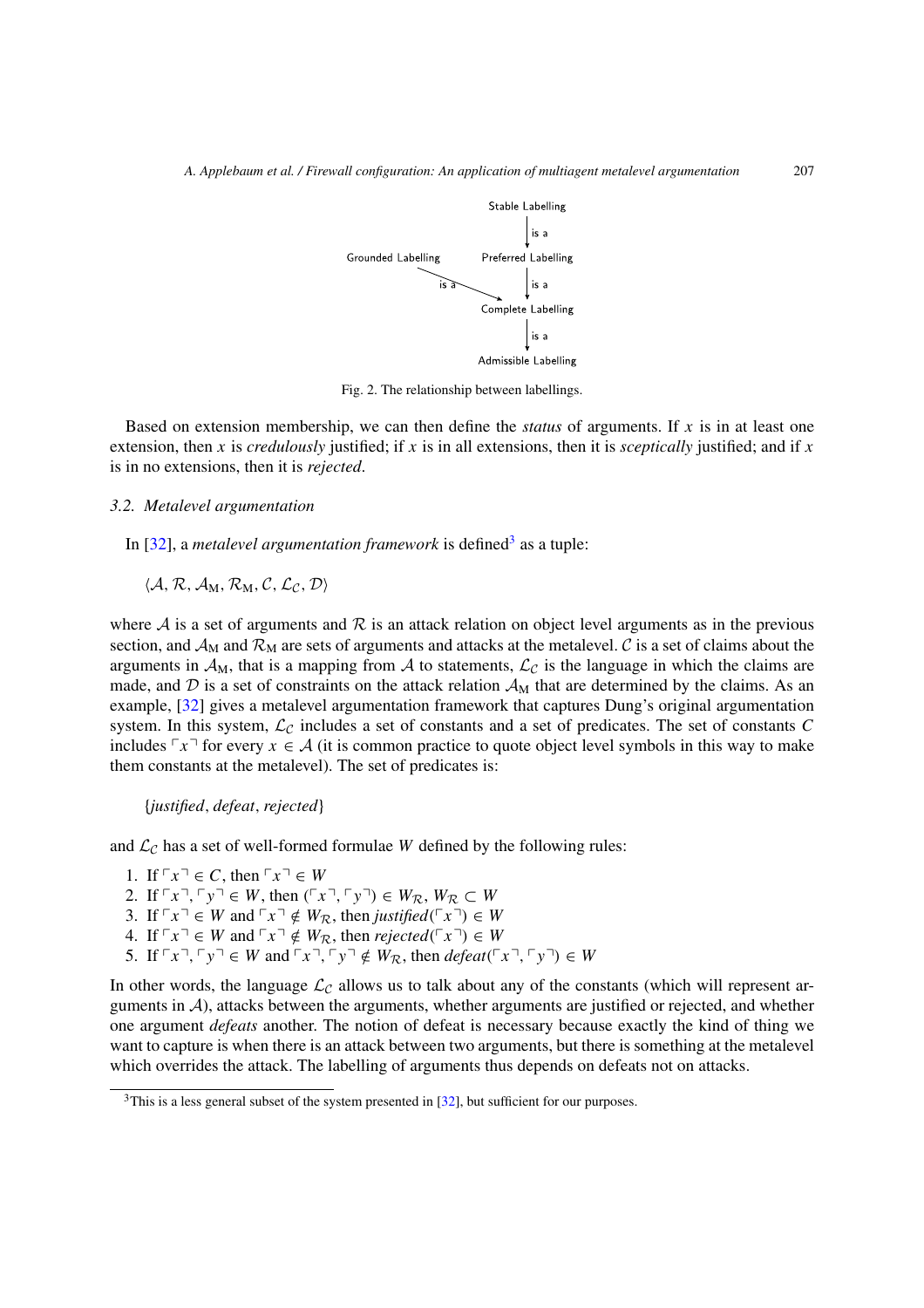Fig. 2. The relationship between labellings.

Based on extension membership, we can then define the *status* of arguments. If $x$ is in at least one extension, then $x$ is *credulously* justified; if $x$ is in all extensions, then it is *sceptically* justified; and if $x$ is in no extensions, then it is *rejected*.

### 3.2. Metalevel argumentation

In [32], a *metalevel argumentation framework* is defined[3] as a tuple:

$$\langle \mathcal{A}, \mathcal{R}, \mathcal{A}_{\mathrm{M}}, \mathcal{R}_{\mathrm{M}}, \mathcal{C}, \mathcal{L}_{\mathcal{C}}, \mathcal{D} \rangle$$

where $\mathcal{A}$ is a set of arguments and $\mathcal{R}$ is an attack relation on object level arguments as in the previous section, and $\mathcal{A}_{\mathrm{M}}$ and $\mathcal{R}_{\mathrm{M}}$ are sets of arguments and attacks at the metalevel. $\mathcal{C}$ is a set of claims about the arguments in $\mathcal{A}_{\mathrm{M}}$, that is a mapping from $\mathcal{A}$ to statements, $\mathcal{L}_{\mathcal{C}}$ is the language in which the claims are made, and $\mathcal{D}$ is a set of constraints on the attack relation $\mathcal{A}_{\mathrm{M}}$ that are determined by the claims. As an example, [32] gives a metalevel argumentation framework that captures Dung's original argumentation system. In this system, $\mathcal{L}_{\mathcal{C}}$ includes a set of constants and a set of predicates. The set of constants $C$ includes $\ulcorner x \urcorner$ for every $x \in \mathcal{A}$ (it is common practice to quote object level symbols in this way to make them constants at the metalevel). The set of predicates is:

$$\{\textit{justified}, \textit{defeat}, \textit{rejected}\}$$

and $\mathcal{L}_{\mathcal{C}}$ has a set of well-formed formulae $W$ defined by the following rules:

1. If $\ulcorner x \urcorner \in C$, then $\ulcorner x \urcorner \in W$
2. If $\ulcorner x \urcorner, \ulcorner y \urcorner \in W$, then $(\ulcorner x \urcorner, \ulcorner y \urcorner) \in W_{\mathcal{R}}$, $W_{\mathcal{R}} \subset W$
3. If $\ulcorner x \urcorner \in W$ and $\ulcorner x \urcorner \notin W_{\mathcal{R}}$, then $\textit{justified}(\ulcorner x \urcorner) \in W$
4. If $\ulcorner x \urcorner \in W$ and $\ulcorner x \urcorner \notin W_{\mathcal{R}}$, then $\textit{rejected}(\ulcorner x \urcorner) \in W$
5. If $\ulcorner x \urcorner, \ulcorner y \urcorner \in W$ and $\ulcorner x \urcorner, \ulcorner y \urcorner \notin W_{\mathcal{R}}$, then $\textit{defeat}(\ulcorner x \urcorner, \ulcorner y \urcorner) \in W$

In other words, the language $\mathcal{L}_{\mathcal{C}}$ allows us to talk about any of the constants (which will represent arguments in $\mathcal{A}$), attacks between the arguments, whether arguments are justified or rejected, and whether one argument *defeats* another. The notion of defeat is necessary because exactly the kind of thing we want to capture is when there is an attack between two arguments, but there is something at the metalevel which overrides the attack. The labelling of arguments thus depends on defeats not on attacks.

[3] This is a less general subset of the system presented in [32], but sufficient for our purposes.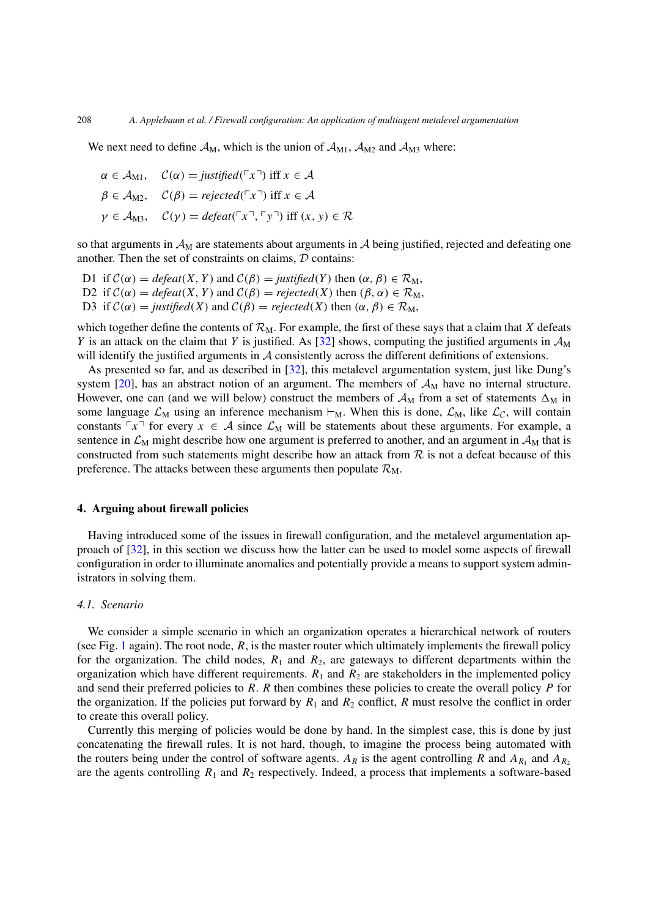We next need to define $\mathcal{A}_\mathrm{M}$, which is the union of $\mathcal{A}_\mathrm{M1}$, $\mathcal{A}_\mathrm{M2}$ and $\mathcal{A}_\mathrm{M3}$ where:

$$\alpha \in \mathcal{A}_\mathrm{M1}, \quad \mathcal{C}(\alpha) = \mathit{justified}(\ulcorner x \urcorner) \text{ iff } x \in \mathcal{A}$$

$$\beta \in \mathcal{A}_\mathrm{M2}, \quad \mathcal{C}(\beta) = \mathit{rejected}(\ulcorner x \urcorner) \text{ iff } x \in \mathcal{A}$$

$$\gamma \in \mathcal{A}_\mathrm{M3}, \quad \mathcal{C}(\gamma) = \mathit{defeat}(\ulcorner x \urcorner, \ulcorner y \urcorner) \text{ iff } (x, y) \in \mathcal{R}$$

so that arguments in $\mathcal{A}_\mathrm{M}$ are statements about arguments in $\mathcal{A}$ being justified, rejected and defeating one another. Then the set of constraints on claims, $\mathcal{D}$ contains:

D1 if $\mathcal{C}(\alpha) = \mathit{defeat}(X, Y)$ and $\mathcal{C}(\beta) = \mathit{justified}(Y)$ then $(\alpha, \beta) \in \mathcal{R}_\mathrm{M}$,
D2 if $\mathcal{C}(\alpha) = \mathit{defeat}(X, Y)$ and $\mathcal{C}(\beta) = \mathit{rejected}(X)$ then $(\beta, \alpha) \in \mathcal{R}_\mathrm{M}$,
D3 if $\mathcal{C}(\alpha) = \mathit{justified}(X)$ and $\mathcal{C}(\beta) = \mathit{rejected}(X)$ then $(\alpha, \beta) \in \mathcal{R}_\mathrm{M}$,

which together define the contents of $\mathcal{R}_\mathrm{M}$. For example, the first of these says that a claim that $X$ defeats $Y$ is an attack on the claim that $Y$ is justified. As [32] shows, computing the justified arguments in $\mathcal{A}_\mathrm{M}$ will identify the justified arguments in $\mathcal{A}$ consistently across the different definitions of extensions.

As presented so far, and as described in [32], this metalevel argumentation system, just like Dung's system [20], has an abstract notion of an argument. The members of $\mathcal{A}_\mathrm{M}$ have no internal structure. However, one can (and we will below) construct the members of $\mathcal{A}_\mathrm{M}$ from a set of statements $\Delta_\mathrm{M}$ in some language $\mathcal{L}_\mathrm{M}$ using an inference mechanism $\vdash_\mathrm{M}$. When this is done, $\mathcal{L}_\mathrm{M}$, like $\mathcal{L}_\mathcal{C}$, will contain constants $\ulcorner x \urcorner$ for every $x \in \mathcal{A}$ since $\mathcal{L}_\mathrm{M}$ will be statements about these arguments. For example, a sentence in $\mathcal{L}_\mathrm{M}$ might describe how one argument is preferred to another, and an argument in $\mathcal{A}_\mathrm{M}$ that is constructed from such statements might describe how an attack from $\mathcal{R}$ is not a defeat because of this preference. The attacks between these arguments then populate $\mathcal{R}_\mathrm{M}$.

## 4. Arguing about firewall policies

Having introduced some of the issues in firewall configuration, and the metalevel argumentation approach of [32], in this section we discuss how the latter can be used to model some aspects of firewall configuration in order to illuminate anomalies and potentially provide a means to support system administrators in solving them.

### 4.1. Scenario

We consider a simple scenario in which an organization operates a hierarchical network of routers (see Fig. 1 again). The root node, $R$, is the master router which ultimately implements the firewall policy for the organization. The child nodes, $R_1$ and $R_2$, are gateways to different departments within the organization which have different requirements. $R_1$ and $R_2$ are stakeholders in the implemented policy and send their preferred policies to $R$. $R$ then combines these policies to create the overall policy $P$ for the organization. If the policies put forward by $R_1$ and $R_2$ conflict, $R$ must resolve the conflict in order to create this overall policy.

Currently this merging of policies would be done by hand. In the simplest case, this is done by just concatenating the firewall rules. It is not hard, though, to imagine the process being automated with the routers being under the control of software agents. $A_R$ is the agent controlling $R$ and $A_{R_1}$ and $A_{R_2}$ are the agents controlling $R_1$ and $R_2$ respectively. Indeed, a process that implements a software-based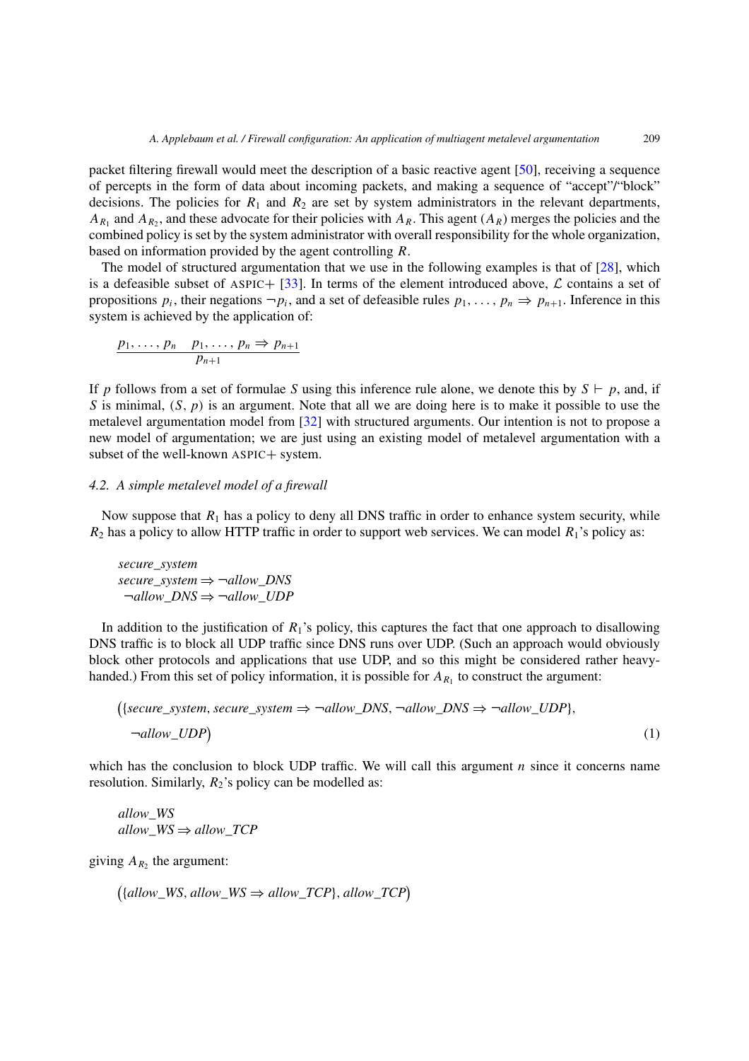packet filtering firewall would meet the description of a basic reactive agent [50], receiving a sequence of percepts in the form of data about incoming packets, and making a sequence of "accept"/"block" decisions. The policies for $R_1$ and $R_2$ are set by system administrators in the relevant departments, $A_{R_1}$ and $A_{R_2}$, and these advocate for their policies with $A_R$. This agent ($A_R$) merges the policies and the combined policy is set by the system administrator with overall responsibility for the whole organization, based on information provided by the agent controlling $R$.

The model of structured argumentation that we use in the following examples is that of [28], which is a defeasible subset of ASPIC+ [33]. In terms of the element introduced above, $\mathcal{L}$ contains a set of propositions $p_i$, their negations $\neg p_i$, and a set of defeasible rules $p_1, \ldots, p_n \Rightarrow p_{n+1}$. Inference in this system is achieved by the application of:

$$\frac{p_1, \ldots, p_n \quad p_1, \ldots, p_n \Rightarrow p_{n+1}}{p_{n+1}}$$

If $p$ follows from a set of formulae $S$ using this inference rule alone, we denote this by $S \vdash p$, and, if $S$ is minimal, $(S, p)$ is an argument. Note that all we are doing here is to make it possible to use the metalevel argumentation model from [32] with structured arguments. Our intention is not to propose a new model of argumentation; we are just using an existing model of metalevel argumentation with a subset of the well-known ASPIC+ system.

### 4.2. A simple metalevel model of a firewall

Now suppose that $R_1$ has a policy to deny all DNS traffic in order to enhance system security, while $R_2$ has a policy to allow HTTP traffic in order to support web services. We can model $R_1$'s policy as:

$$\begin{array}{l} secure\_system \\ secure\_system \Rightarrow \neg allow\_DNS \\ \neg allow\_DNS \Rightarrow \neg allow\_UDP \end{array}$$

In addition to the justification of $R_1$'s policy, this captures the fact that one approach to disallowing DNS traffic is to block all UDP traffic since DNS runs over UDP. (Such an approach would obviously block other protocols and applications that use UDP, and so this might be considered rather heavy-handed.) From this set of policy information, it is possible for $A_{R_1}$ to construct the argument:

$$\big(\{secure\_system, secure\_system \Rightarrow \neg allow\_DNS, \neg allow\_DNS \Rightarrow \neg allow\_UDP\}, \neg allow\_UDP\big) \tag{1}$$

which has the conclusion to block UDP traffic. We will call this argument $n$ since it concerns name resolution. Similarly, $R_2$'s policy can be modelled as:

$$\begin{array}{l} allow\_WS \\ allow\_WS \Rightarrow allow\_TCP \end{array}$$

giving $A_{R_2}$ the argument:

$$\big(\{allow\_WS, allow\_WS \Rightarrow allow\_TCP\}, allow\_TCP\big)$$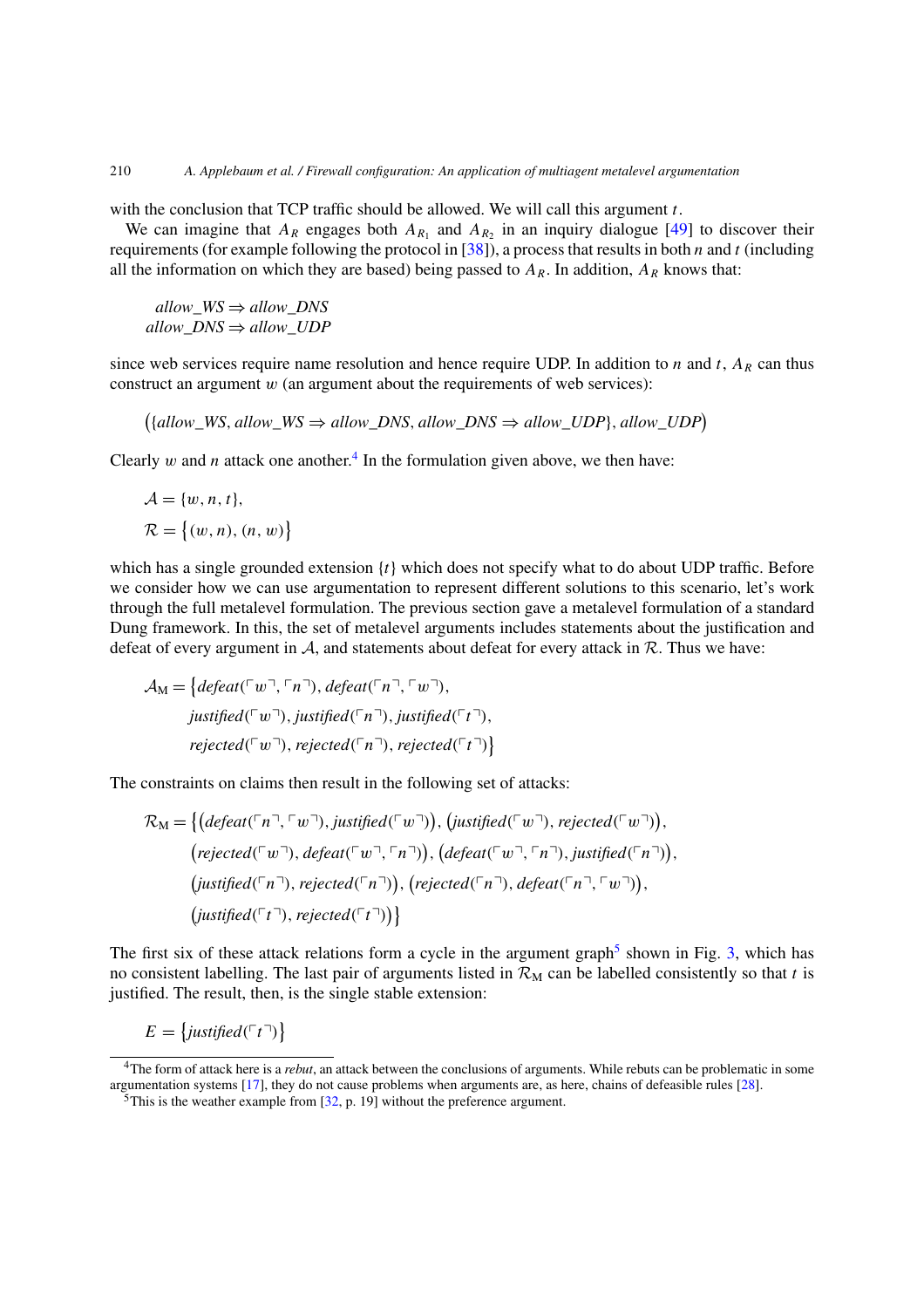with the conclusion that TCP traffic should be allowed. We will call this argument $t$.

We can imagine that $A_R$ engages both $A_{R_1}$ and $A_{R_2}$ in an inquiry dialogue [49] to discover their requirements (for example following the protocol in [38]), a process that results in both $n$ and $t$ (including all the information on which they are based) being passed to $A_R$. In addition, $A_R$ knows that:

$$\begin{aligned} allow\_WS &\Rightarrow allow\_DNS \\ allow\_DNS &\Rightarrow allow\_UDP \end{aligned}$$

since web services require name resolution and hence require UDP. In addition to $n$ and $t$, $A_R$ can thus construct an argument $w$ (an argument about the requirements of web services):

$$\big(\{allow\_WS, allow\_WS \Rightarrow allow\_DNS, allow\_DNS \Rightarrow allow\_UDP\}, allow\_UDP\big)$$

Clearly $w$ and $n$ attack one another.[4] In the formulation given above, we then have:

$$\mathcal{A} = \{w, n, t\},$$
$$\mathcal{R} = \big\{(w, n), (n, w)\big\}$$

which has a single grounded extension $\{t\}$ which does not specify what to do about UDP traffic. Before we consider how we can use argumentation to represent different solutions to this scenario, let's work through the full metalevel formulation. The previous section gave a metalevel formulation of a standard Dung framework. In this, the set of metalevel arguments includes statements about the justification and defeat of every argument in $\mathcal{A}$, and statements about defeat for every attack in $\mathcal{R}$. Thus we have:

$$\begin{aligned} \mathcal{A}_{\mathrm{M}} = \big\{&defeat(\ulcorner w \urcorner, \ulcorner n \urcorner), defeat(\ulcorner n \urcorner, \ulcorner w \urcorner), \\ &justified(\ulcorner w \urcorner), justified(\ulcorner n \urcorner), justified(\ulcorner t \urcorner), \\ &rejected(\ulcorner w \urcorner), rejected(\ulcorner n \urcorner), rejected(\ulcorner t \urcorner)\big\} \end{aligned}$$

The constraints on claims then result in the following set of attacks:

$$\begin{aligned} \mathcal{R}_{\mathrm{M}} = \big\{&\big(defeat(\ulcorner n \urcorner, \ulcorner w \urcorner), justified(\ulcorner w \urcorner)\big), \big(justified(\ulcorner w \urcorner), rejected(\ulcorner w \urcorner)\big), \\ &\big(rejected(\ulcorner w \urcorner), defeat(\ulcorner w \urcorner, \ulcorner n \urcorner)\big), \big(defeat(\ulcorner w \urcorner, \ulcorner n \urcorner), justified(\ulcorner n \urcorner)\big), \\ &\big(justified(\ulcorner n \urcorner), rejected(\ulcorner n \urcorner)\big), \big(rejected(\ulcorner n \urcorner), defeat(\ulcorner n \urcorner, \ulcorner w \urcorner)\big), \\ &\big(justified(\ulcorner t \urcorner), rejected(\ulcorner t \urcorner)\big)\big\} \end{aligned}$$

The first six of these attack relations form a cycle in the argument graph[5] shown in Fig. 3, which has no consistent labelling. The last pair of arguments listed in $\mathcal{R}_{\mathrm{M}}$ can be labelled consistently so that $t$ is justified. The result, then, is the single stable extension:

$$E = \big\{justified(\ulcorner t \urcorner)\big\}$$

---

[4] The form of attack here is a *rebut*, an attack between the conclusions of arguments. While rebuts can be problematic in some argumentation systems [17], they do not cause problems when arguments are, as here, chains of defeasible rules [28].

[5] This is the weather example from [32, p. 19] without the preference argument.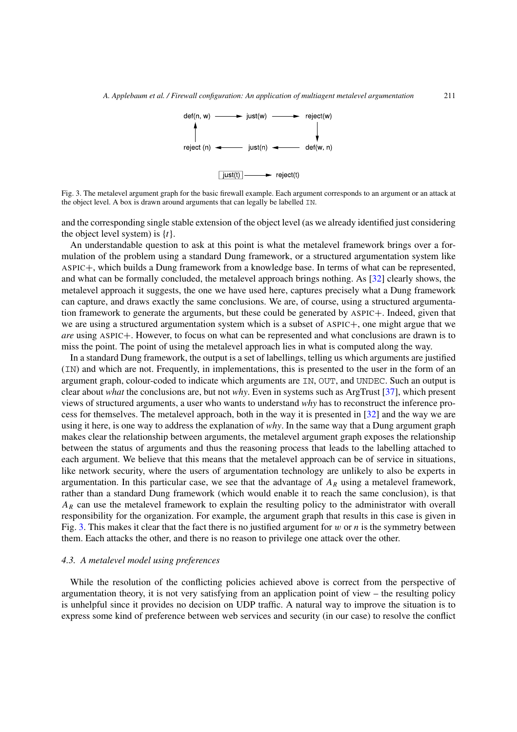def(n, w) → just(w) → reject(w)

reject (n) ← just(n) ← def(w, n)

just(t) → reject(t)

Fig. 3. The metalevel argument graph for the basic firewall example. Each argument corresponds to an argument or an attack at the object level. A box is drawn around arguments that can legally be labelled IN.

and the corresponding single stable extension of the object level (as we already identified just considering the object level system) is $\{t\}$.

An understandable question to ask at this point is what the metalevel framework brings over a formulation of the problem using a standard Dung framework, or a structured argumentation system like ASPIC+, which builds a Dung framework from a knowledge base. In terms of what can be represented, and what can be formally concluded, the metalevel approach brings nothing. As [32] clearly shows, the metalevel approach it suggests, the one we have used here, captures precisely what a Dung framework can capture, and draws exactly the same conclusions. We are, of course, using a structured argumentation framework to generate the arguments, but these could be generated by ASPIC+. Indeed, given that we are using a structured argumentation system which is a subset of ASPIC+, one might argue that we *are* using ASPIC+. However, to focus on what can be represented and what conclusions are drawn is to miss the point. The point of using the metalevel approach lies in what is computed along the way.

In a standard Dung framework, the output is a set of labellings, telling us which arguments are justified (IN) and which are not. Frequently, in implementations, this is presented to the user in the form of an argument graph, colour-coded to indicate which arguments are IN, OUT, and UNDEC. Such an output is clear about *what* the conclusions are, but not *why*. Even in systems such as ArgTrust [37], which present views of structured arguments, a user who wants to understand *why* has to reconstruct the inference process for themselves. The metalevel approach, both in the way it is presented in [32] and the way we are using it here, is one way to address the explanation of *why*. In the same way that a Dung argument graph makes clear the relationship between arguments, the metalevel argument graph exposes the relationship between the status of arguments and thus the reasoning process that leads to the labelling attached to each argument. We believe that this means that the metalevel approach can be of service in situations, like network security, where the users of argumentation technology are unlikely to also be experts in argumentation. In this particular case, we see that the advantage of $A_R$ using a metalevel framework, rather than a standard Dung framework (which would enable it to reach the same conclusion), is that $A_R$ can use the metalevel framework to explain the resulting policy to the administrator with overall responsibility for the organization. For example, the argument graph that results in this case is given in Fig. 3. This makes it clear that the fact there is no justified argument for $w$ or $n$ is the symmetry between them. Each attacks the other, and there is no reason to privilege one attack over the other.

### 4.3. A metalevel model using preferences

While the resolution of the conflicting policies achieved above is correct from the perspective of argumentation theory, it is not very satisfying from an application point of view – the resulting policy is unhelpful since it provides no decision on UDP traffic. A natural way to improve the situation is to express some kind of preference between web services and security (in our case) to resolve the conflict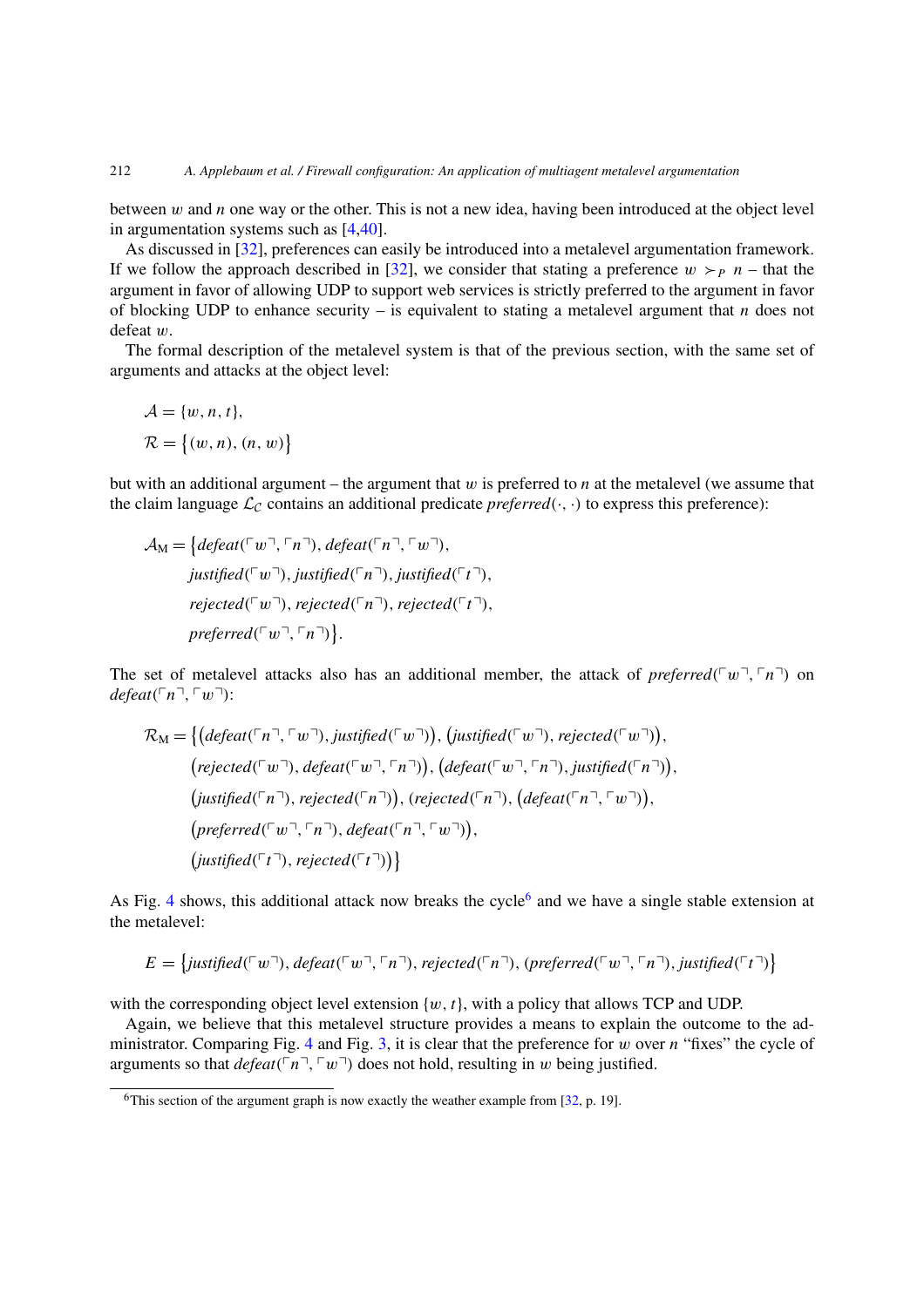between $w$ and $n$ one way or the other. This is not a new idea, having been introduced at the object level in argumentation systems such as [4,40].

As discussed in [32], preferences can easily be introduced into a metalevel argumentation framework. If we follow the approach described in [32], we consider that stating a preference $w \succ_P n$ – that the argument in favor of allowing UDP to support web services is strictly preferred to the argument in favor of blocking UDP to enhance security – is equivalent to stating a metalevel argument that $n$ does not defeat $w$.

The formal description of the metalevel system is that of the previous section, with the same set of arguments and attacks at the object level:

$$\mathcal{A} = \{w, n, t\},$$
$$\mathcal{R} = \{(w, n), (n, w)\}$$

but with an additional argument – the argument that $w$ is preferred to $n$ at the metalevel (we assume that the claim language $\mathcal{L}_\mathcal{C}$ contains an additional predicate *preferred*$(\cdot, \cdot)$ to express this preference):

$$\begin{aligned}\mathcal{A}_\mathrm{M} = \{&\mathit{defeat}(\ulcorner w \urcorner, \ulcorner n \urcorner), \mathit{defeat}(\ulcorner n \urcorner, \ulcorner w \urcorner),\\ &\mathit{justified}(\ulcorner w \urcorner), \mathit{justified}(\ulcorner n \urcorner), \mathit{justified}(\ulcorner t \urcorner),\\ &\mathit{rejected}(\ulcorner w \urcorner), \mathit{rejected}(\ulcorner n \urcorner), \mathit{rejected}(\ulcorner t \urcorner),\\ &\mathit{preferred}(\ulcorner w \urcorner, \ulcorner n \urcorner)\}.\end{aligned}$$

The set of metalevel attacks also has an additional member, the attack of *preferred*$(\ulcorner w \urcorner, \ulcorner n \urcorner)$ on *defeat*$(\ulcorner n \urcorner, \ulcorner w \urcorner)$:

$$\begin{aligned}\mathcal{R}_\mathrm{M} = \{&(\mathit{defeat}(\ulcorner n \urcorner, \ulcorner w \urcorner), \mathit{justified}(\ulcorner w \urcorner)), (\mathit{justified}(\ulcorner w \urcorner), \mathit{rejected}(\ulcorner w \urcorner)),\\ &(\mathit{rejected}(\ulcorner w \urcorner), \mathit{defeat}(\ulcorner w \urcorner, \ulcorner n \urcorner)), (\mathit{defeat}(\ulcorner w \urcorner, \ulcorner n \urcorner), \mathit{justified}(\ulcorner n \urcorner)),\\ &(\mathit{justified}(\ulcorner n \urcorner), \mathit{rejected}(\ulcorner n \urcorner)), (\mathit{rejected}(\ulcorner n \urcorner), (\mathit{defeat}(\ulcorner n \urcorner, \ulcorner w \urcorner)),\\ &(\mathit{preferred}(\ulcorner w \urcorner, \ulcorner n \urcorner), \mathit{defeat}(\ulcorner n \urcorner, \ulcorner w \urcorner)),\\ &(\mathit{justified}(\ulcorner t \urcorner), \mathit{rejected}(\ulcorner t \urcorner))\}\end{aligned}$$

As Fig. 4 shows, this additional attack now breaks the cycle[6] and we have a single stable extension at the metalevel:

$$E = \{\mathit{justified}(\ulcorner w \urcorner), \mathit{defeat}(\ulcorner w \urcorner, \ulcorner n \urcorner), \mathit{rejected}(\ulcorner n \urcorner), (\mathit{preferred}(\ulcorner w \urcorner, \ulcorner n \urcorner), \mathit{justified}(\ulcorner t \urcorner)\}$$

with the corresponding object level extension $\{w, t\}$, with a policy that allows TCP and UDP.

Again, we believe that this metalevel structure provides a means to explain the outcome to the administrator. Comparing Fig. 4 and Fig. 3, it is clear that the preference for $w$ over $n$ "fixes" the cycle of arguments so that *defeat*$(\ulcorner n \urcorner, \ulcorner w \urcorner)$ does not hold, resulting in $w$ being justified.

[6] This section of the argument graph is now exactly the weather example from [32, p. 19].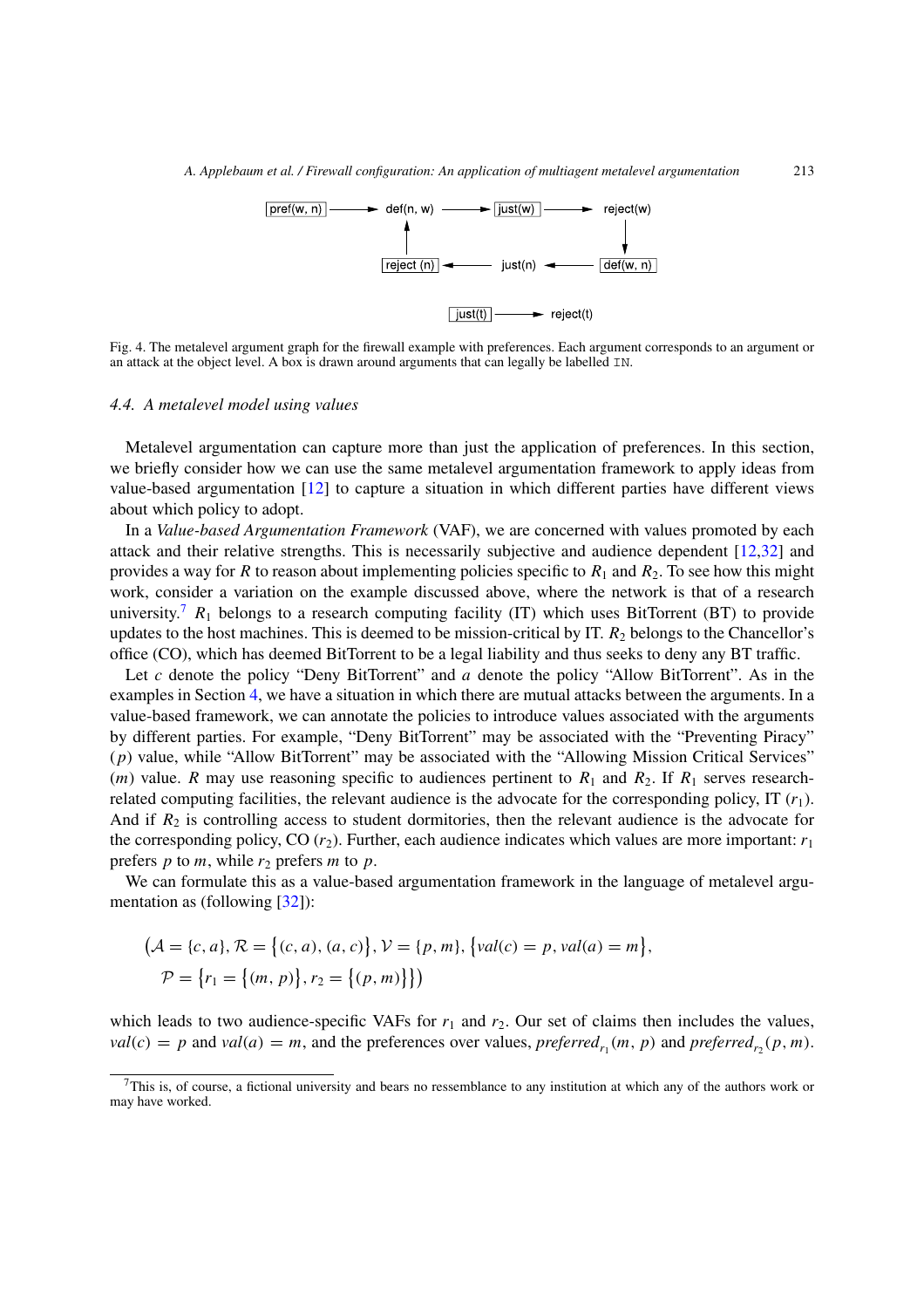pref(w, n)

def(n, w)

just(w)

reject(w)

reject (n)

just(n)

def(w, n)

just(t)

reject(t)

Fig. 4. The metalevel argument graph for the firewall example with preferences. Each argument corresponds to an argument or an attack at the object level. A box is drawn around arguments that can legally be labelled IN.

### 4.4. A metalevel model using values

Metalevel argumentation can capture more than just the application of preferences. In this section, we briefly consider how we can use the same metalevel argumentation framework to apply ideas from value-based argumentation [12] to capture a situation in which different parties have different views about which policy to adopt.

In a *Value-based Argumentation Framework* (VAF), we are concerned with values promoted by each attack and their relative strengths. This is necessarily subjective and audience dependent [12,32] and provides a way for $R$ to reason about implementing policies specific to $R_1$ and $R_2$. To see how this might work, consider a variation on the example discussed above, where the network is that of a research university.[7] $R_1$ belongs to a research computing facility (IT) which uses BitTorrent (BT) to provide updates to the host machines. This is deemed to be mission-critical by IT. $R_2$ belongs to the Chancellor's office (CO), which has deemed BitTorrent to be a legal liability and thus seeks to deny any BT traffic.

Let $c$ denote the policy "Deny BitTorrent" and $a$ denote the policy "Allow BitTorrent". As in the examples in Section 4, we have a situation in which there are mutual attacks between the arguments. In a value-based framework, we can annotate the policies to introduce values associated with the arguments by different parties. For example, "Deny BitTorrent" may be associated with the "Preventing Piracy" ($p$) value, while "Allow BitTorrent" may be associated with the "Allowing Mission Critical Services" ($m$) value. $R$ may use reasoning specific to audiences pertinent to $R_1$ and $R_2$. If $R_1$ serves research-related computing facilities, the relevant audience is the advocate for the corresponding policy, IT ($r_1$). And if $R_2$ is controlling access to student dormitories, then the relevant audience is the advocate for the corresponding policy, CO ($r_2$). Further, each audience indicates which values are more important: $r_1$ prefers $p$ to $m$, while $r_2$ prefers $m$ to $p$.

We can formulate this as a value-based argumentation framework in the language of metalevel argumentation as (following [32]):

$$\big(\mathcal{A} = \{c, a\}, \mathcal{R} = \big\{(c, a), (a, c)\big\}, \mathcal{V} = \{p, m\}, \big\{val(c) = p, val(a) = m\big\},$$
$$\mathcal{P} = \big\{r_1 = \big\{(m, p)\big\}, r_2 = \big\{(p, m)\big\}\big\}\big)$$

which leads to two audience-specific VAFs for $r_1$ and $r_2$. Our set of claims then includes the values, $val(c) = p$ and $val(a) = m$, and the preferences over values, $preferred_{r_1}(m, p)$ and $preferred_{r_2}(p, m)$.

[7] This is, of course, a fictional university and bears no ressemblance to any institution at which any of the authors work or may have worked.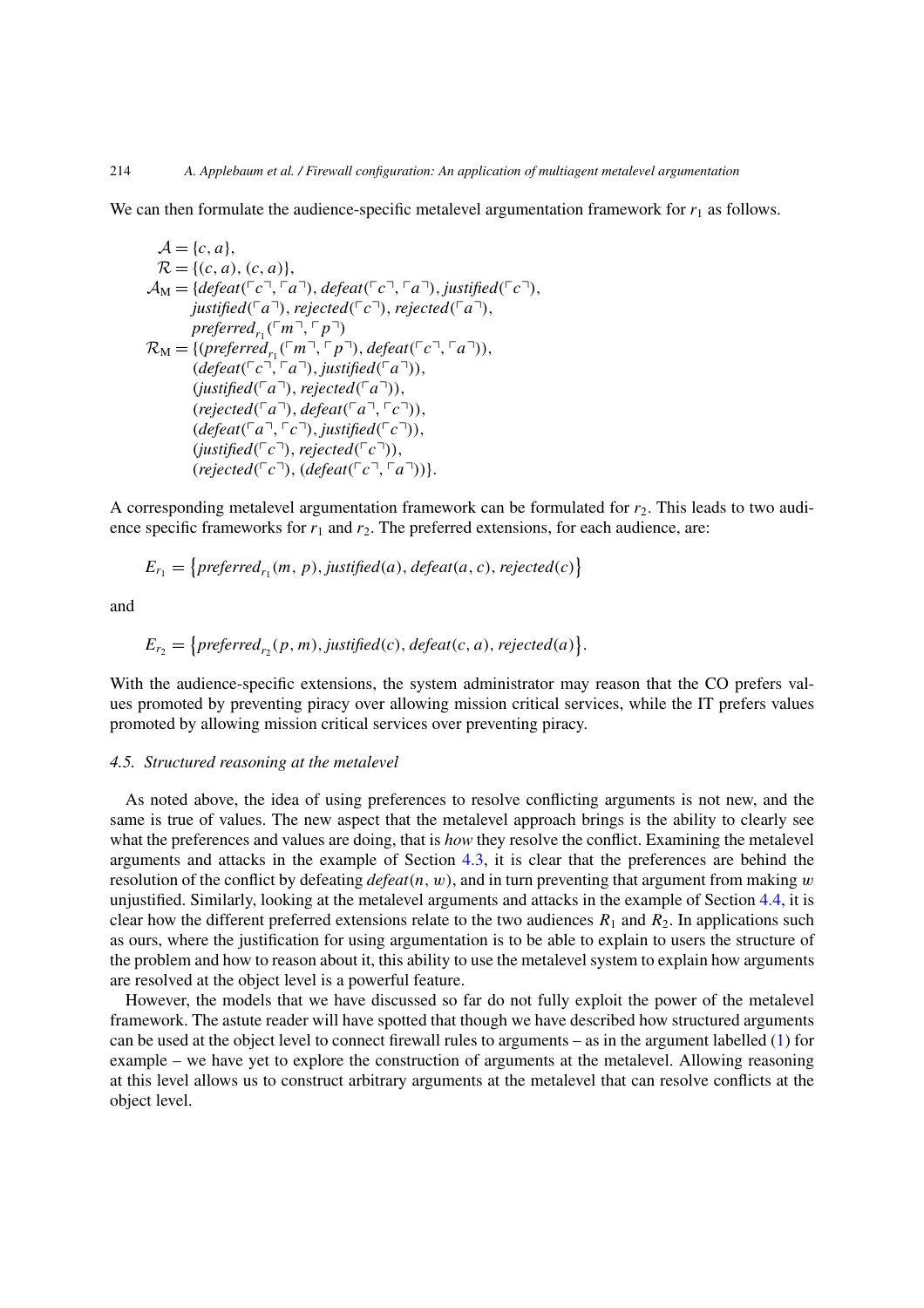We can then formulate the audience-specific metalevel argumentation framework for $r_1$ as follows.

$$
\begin{aligned}
\mathcal{A} &= \{c, a\},\\
\mathcal{R} &= \{(c, a), (c, a)\},\\
\mathcal{A}_\mathrm{M} &= \{\mathit{defeat}(\ulcorner c\urcorner, \ulcorner a\urcorner), \mathit{defeat}(\ulcorner c\urcorner, \ulcorner a\urcorner), \mathit{justified}(\ulcorner c\urcorner),\\
&\qquad \mathit{justified}(\ulcorner a\urcorner), \mathit{rejected}(\ulcorner c\urcorner), \mathit{rejected}(\ulcorner a\urcorner),\\
&\qquad \mathit{preferred}_{r_1}(\ulcorner m\urcorner, \ulcorner p\urcorner)\\
\mathcal{R}_\mathrm{M} &= \{(\mathit{preferred}_{r_1}(\ulcorner m\urcorner, \ulcorner p\urcorner), \mathit{defeat}(\ulcorner c\urcorner, \ulcorner a\urcorner)),\\
&\qquad (\mathit{defeat}(\ulcorner c\urcorner, \ulcorner a\urcorner), \mathit{justified}(\ulcorner a\urcorner)),\\
&\qquad (\mathit{justified}(\ulcorner a\urcorner), \mathit{rejected}(\ulcorner a\urcorner)),\\
&\qquad (\mathit{rejected}(\ulcorner a\urcorner), \mathit{defeat}(\ulcorner a\urcorner, \ulcorner c\urcorner)),\\
&\qquad (\mathit{defeat}(\ulcorner a\urcorner, \ulcorner c\urcorner), \mathit{justified}(\ulcorner c\urcorner)),\\
&\qquad (\mathit{justified}(\ulcorner c\urcorner), \mathit{rejected}(\ulcorner c\urcorner)),\\
&\qquad (\mathit{rejected}(\ulcorner c\urcorner), (\mathit{defeat}(\ulcorner c\urcorner, \ulcorner a\urcorner))\}.
\end{aligned}
$$

A corresponding metalevel argumentation framework can be formulated for $r_2$. This leads to two audience specific frameworks for $r_1$ and $r_2$. The preferred extensions, for each audience, are:

$$E_{r_1} = \{\mathit{preferred}_{r_1}(m, p), \mathit{justified}(a), \mathit{defeat}(a, c), \mathit{rejected}(c)\}$$

and

$$E_{r_2} = \{\mathit{preferred}_{r_2}(p, m), \mathit{justified}(c), \mathit{defeat}(c, a), \mathit{rejected}(a)\}.$$

With the audience-specific extensions, the system administrator may reason that the CO prefers values promoted by preventing piracy over allowing mission critical services, while the IT prefers values promoted by allowing mission critical services over preventing piracy.

### 4.5. Structured reasoning at the metalevel

As noted above, the idea of using preferences to resolve conflicting arguments is not new, and the same is true of values. The new aspect that the metalevel approach brings is the ability to clearly see what the preferences and values are doing, that is *how* they resolve the conflict. Examining the metalevel arguments and attacks in the example of Section 4.3, it is clear that the preferences are behind the resolution of the conflict by defeating $\mathit{defeat}(n, w)$, and in turn preventing that argument from making $w$ unjustified. Similarly, looking at the metalevel arguments and attacks in the example of Section 4.4, it is clear how the different preferred extensions relate to the two audiences $R_1$ and $R_2$. In applications such as ours, where the justification for using argumentation is to be able to explain to users the structure of the problem and how to reason about it, this ability to use the metalevel system to explain how arguments are resolved at the object level is a powerful feature.

However, the models that we have discussed so far do not fully exploit the power of the metalevel framework. The astute reader will have spotted that though we have described how structured arguments can be used at the object level to connect firewall rules to arguments – as in the argument labelled (1) for example – we have yet to explore the construction of arguments at the metalevel. Allowing reasoning at this level allows us to construct arbitrary arguments at the metalevel that can resolve conflicts at the object level.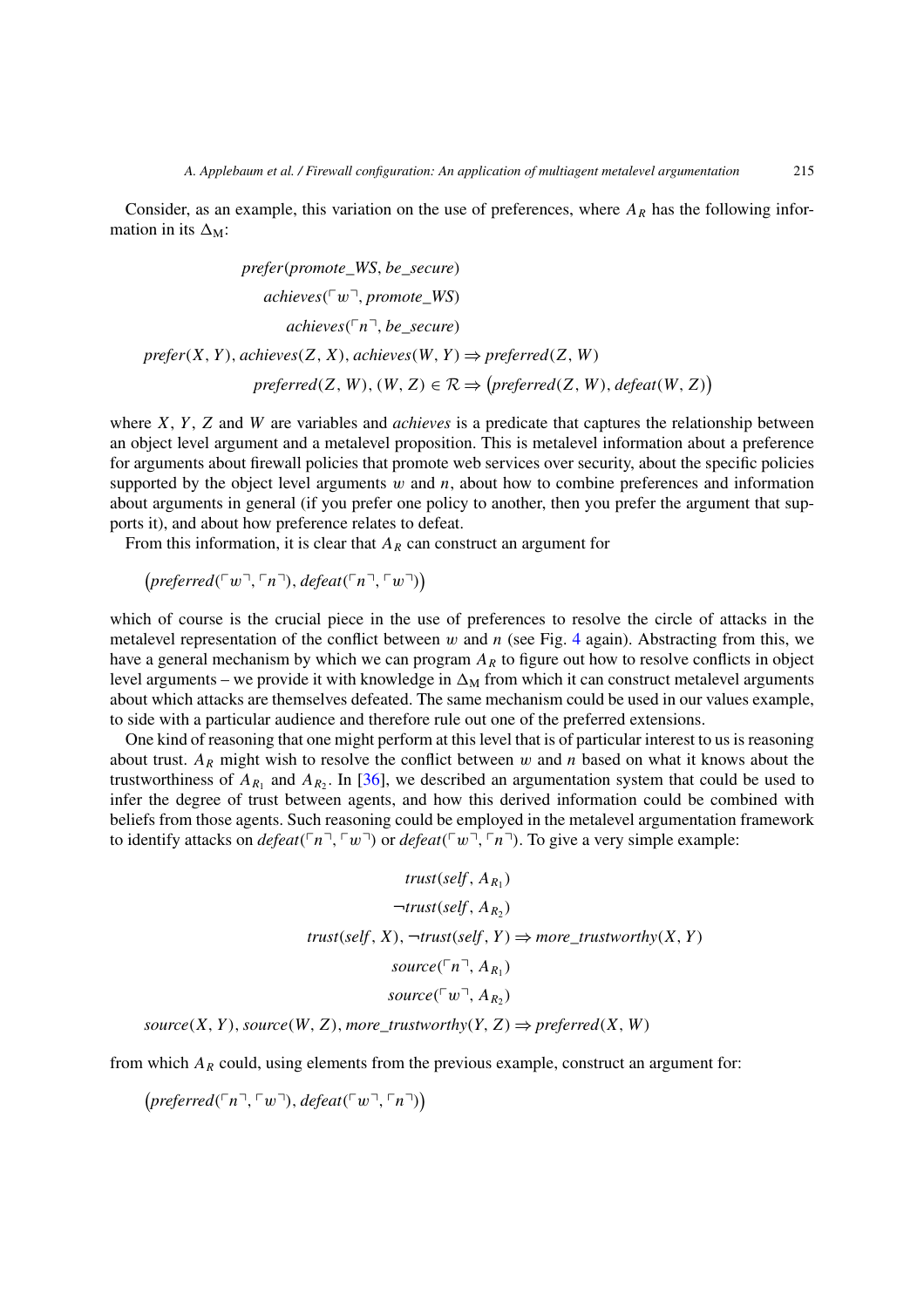Consider, as an example, this variation on the use of preferences, where $A_R$ has the following information in its $\Delta_{\mathrm{M}}$:

$$\mathit{prefer}(\mathit{promote\_WS}, \mathit{be\_secure})$$
$$\mathit{achieves}(\ulcorner w \urcorner, \mathit{promote\_WS})$$
$$\mathit{achieves}(\ulcorner n \urcorner, \mathit{be\_secure})$$
$$\mathit{prefer}(X, Y), \mathit{achieves}(Z, X), \mathit{achieves}(W, Y) \Rightarrow \mathit{preferred}(Z, W)$$
$$\mathit{preferred}(Z, W), (W, Z) \in \mathcal{R} \Rightarrow \big(\mathit{preferred}(Z, W), \mathit{defeat}(W, Z)\big)$$

where $X$, $Y$, $Z$ and $W$ are variables and *achieves* is a predicate that captures the relationship between an object level argument and a metalevel proposition. This is metalevel information about a preference for arguments about firewall policies that promote web services over security, about the specific policies supported by the object level arguments $w$ and $n$, about how to combine preferences and information about arguments in general (if you prefer one policy to another, then you prefer the argument that supports it), and about how preference relates to defeat.

From this information, it is clear that $A_R$ can construct an argument for

$$\big(\mathit{preferred}(\ulcorner w \urcorner, \ulcorner n \urcorner), \mathit{defeat}(\ulcorner n \urcorner, \ulcorner w \urcorner)\big)$$

which of course is the crucial piece in the use of preferences to resolve the circle of attacks in the metalevel representation of the conflict between $w$ and $n$ (see Fig. 4 again). Abstracting from this, we have a general mechanism by which we can program $A_R$ to figure out how to resolve conflicts in object level arguments – we provide it with knowledge in $\Delta_{\mathrm{M}}$ from which it can construct metalevel arguments about which attacks are themselves defeated. The same mechanism could be used in our values example, to side with a particular audience and therefore rule out one of the preferred extensions.

One kind of reasoning that one might perform at this level that is of particular interest to us is reasoning about trust. $A_R$ might wish to resolve the conflict between $w$ and $n$ based on what it knows about the trustworthiness of $A_{R_1}$ and $A_{R_2}$. In [36], we described an argumentation system that could be used to infer the degree of trust between agents, and how this derived information could be combined with beliefs from those agents. Such reasoning could be employed in the metalevel argumentation framework to identify attacks on $\mathit{defeat}(\ulcorner n \urcorner, \ulcorner w \urcorner)$ or $\mathit{defeat}(\ulcorner w \urcorner, \ulcorner n \urcorner)$. To give a very simple example:

$$\mathit{trust}(\mathit{self}, A_{R_1})$$
$$\neg \mathit{trust}(\mathit{self}, A_{R_2})$$
$$\mathit{trust}(\mathit{self}, X), \neg \mathit{trust}(\mathit{self}, Y) \Rightarrow \mathit{more\_trustworthy}(X, Y)$$
$$\mathit{source}(\ulcorner n \urcorner, A_{R_1})$$
$$\mathit{source}(\ulcorner w \urcorner, A_{R_2})$$
$$\mathit{source}(X, Y), \mathit{source}(W, Z), \mathit{more\_trustworthy}(Y, Z) \Rightarrow \mathit{preferred}(X, W)$$

from which $A_R$ could, using elements from the previous example, construct an argument for:

$$\big(\mathit{preferred}(\ulcorner n \urcorner, \ulcorner w \urcorner), \mathit{defeat}(\ulcorner w \urcorner, \ulcorner n \urcorner)\big)$$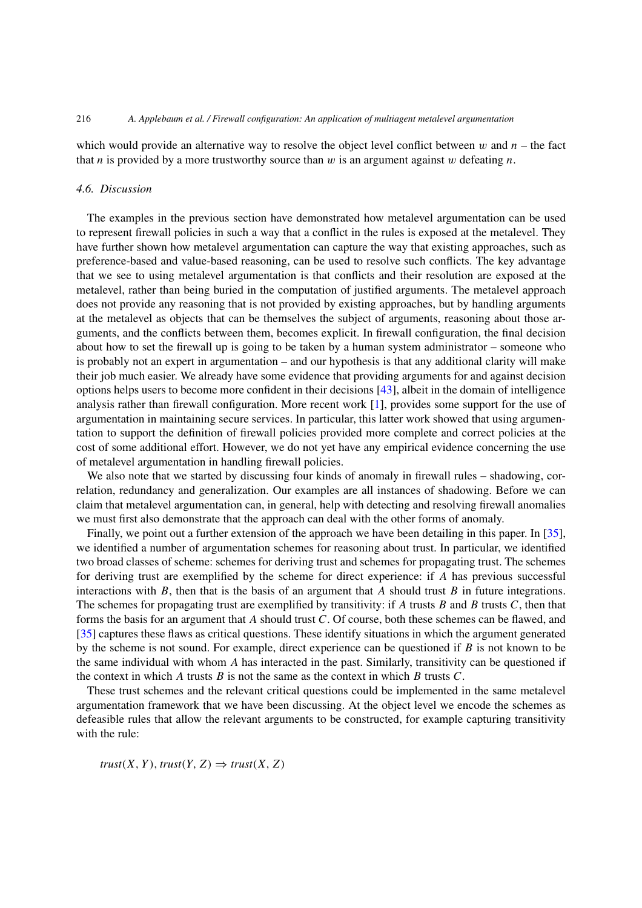which would provide an alternative way to resolve the object level conflict between $w$ and $n$ – the fact that $n$ is provided by a more trustworthy source than $w$ is an argument against $w$ defeating $n$.

### 4.6. Discussion

The examples in the previous section have demonstrated how metalevel argumentation can be used to represent firewall policies in such a way that a conflict in the rules is exposed at the metalevel. They have further shown how metalevel argumentation can capture the way that existing approaches, such as preference-based and value-based reasoning, can be used to resolve such conflicts. The key advantage that we see to using metalevel argumentation is that conflicts and their resolution are exposed at the metalevel, rather than being buried in the computation of justified arguments. The metalevel approach does not provide any reasoning that is not provided by existing approaches, but by handling arguments at the metalevel as objects that can be themselves the subject of arguments, reasoning about those arguments, and the conflicts between them, becomes explicit. In firewall configuration, the final decision about how to set the firewall up is going to be taken by a human system administrator – someone who is probably not an expert in argumentation – and our hypothesis is that any additional clarity will make their job much easier. We already have some evidence that providing arguments for and against decision options helps users to become more confident in their decisions [43], albeit in the domain of intelligence analysis rather than firewall configuration. More recent work [1], provides some support for the use of argumentation in maintaining secure services. In particular, this latter work showed that using argumentation to support the definition of firewall policies provided more complete and correct policies at the cost of some additional effort. However, we do not yet have any empirical evidence concerning the use of metalevel argumentation in handling firewall policies.

We also note that we started by discussing four kinds of anomaly in firewall rules – shadowing, correlation, redundancy and generalization. Our examples are all instances of shadowing. Before we can claim that metalevel argumentation can, in general, help with detecting and resolving firewall anomalies we must first also demonstrate that the approach can deal with the other forms of anomaly.

Finally, we point out a further extension of the approach we have been detailing in this paper. In [35], we identified a number of argumentation schemes for reasoning about trust. In particular, we identified two broad classes of scheme: schemes for deriving trust and schemes for propagating trust. The schemes for deriving trust are exemplified by the scheme for direct experience: if $A$ has previous successful interactions with $B$, then that is the basis of an argument that $A$ should trust $B$ in future integrations. The schemes for propagating trust are exemplified by transitivity: if $A$ trusts $B$ and $B$ trusts $C$, then that forms the basis for an argument that $A$ should trust $C$. Of course, both these schemes can be flawed, and [35] captures these flaws as critical questions. These identify situations in which the argument generated by the scheme is not sound. For example, direct experience can be questioned if $B$ is not known to be the same individual with whom $A$ has interacted in the past. Similarly, transitivity can be questioned if the context in which $A$ trusts $B$ is not the same as the context in which $B$ trusts $C$.

These trust schemes and the relevant critical questions could be implemented in the same metalevel argumentation framework that we have been discussing. At the object level we encode the schemes as defeasible rules that allow the relevant arguments to be constructed, for example capturing transitivity with the rule:

$$\mathit{trust}(X, Y), \mathit{trust}(Y, Z) \Rightarrow \mathit{trust}(X, Z)$$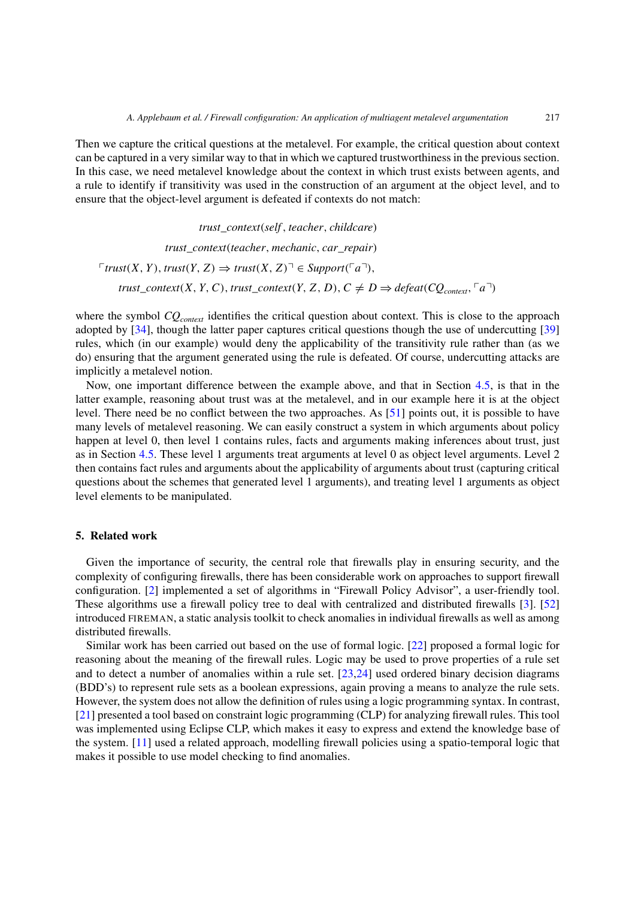Then we capture the critical questions at the metalevel. For example, the critical question about context can be captured in a very similar way to that in which we captured trustworthiness in the previous section. In this case, we need metalevel knowledge about the context in which trust exists between agents, and a rule to identify if transitivity was used in the construction of an argument at the object level, and to ensure that the object-level argument is defeated if contexts do not match:

$$trust\_context(self, teacher, childcare)$$

$$trust\_context(teacher, mechanic, car\_repair)$$

$$\ulcorner trust(X, Y), trust(Y, Z) \Rightarrow trust(X, Z)\urcorner \in Support(\ulcorner a \urcorner),$$
$$trust\_context(X, Y, C), trust\_context(Y, Z, D), C \neq D \Rightarrow defeat(CQ_{context}, \ulcorner a \urcorner)$$

where the symbol $CQ_{context}$ identifies the critical question about context. This is close to the approach adopted by [34], though the latter paper captures critical questions though the use of undercutting [39] rules, which (in our example) would deny the applicability of the transitivity rule rather than (as we do) ensuring that the argument generated using the rule is defeated. Of course, undercutting attacks are implicitly a metalevel notion.

Now, one important difference between the example above, and that in Section 4.5, is that in the latter example, reasoning about trust was at the metalevel, and in our example here it is at the object level. There need be no conflict between the two approaches. As [51] points out, it is possible to have many levels of metalevel reasoning. We can easily construct a system in which arguments about policy happen at level 0, then level 1 contains rules, facts and arguments making inferences about trust, just as in Section 4.5. These level 1 arguments treat arguments at level 0 as object level arguments. Level 2 then contains fact rules and arguments about the applicability of arguments about trust (capturing critical questions about the schemes that generated level 1 arguments), and treating level 1 arguments as object level elements to be manipulated.

## 5. Related work

Given the importance of security, the central role that firewalls play in ensuring security, and the complexity of configuring firewalls, there has been considerable work on approaches to support firewall configuration. [2] implemented a set of algorithms in “Firewall Policy Advisor”, a user-friendly tool. These algorithms use a firewall policy tree to deal with centralized and distributed firewalls [3]. [52] introduced FIREMAN, a static analysis toolkit to check anomalies in individual firewalls as well as among distributed firewalls.

Similar work has been carried out based on the use of formal logic. [22] proposed a formal logic for reasoning about the meaning of the firewall rules. Logic may be used to prove properties of a rule set and to detect a number of anomalies within a rule set. [23,24] used ordered binary decision diagrams (BDD’s) to represent rule sets as a boolean expressions, again proving a means to analyze the rule sets. However, the system does not allow the definition of rules using a logic programming syntax. In contrast, [21] presented a tool based on constraint logic programming (CLP) for analyzing firewall rules. This tool was implemented using Eclipse CLP, which makes it easy to express and extend the knowledge base of the system. [11] used a related approach, modelling firewall policies using a spatio-temporal logic that makes it possible to use model checking to find anomalies.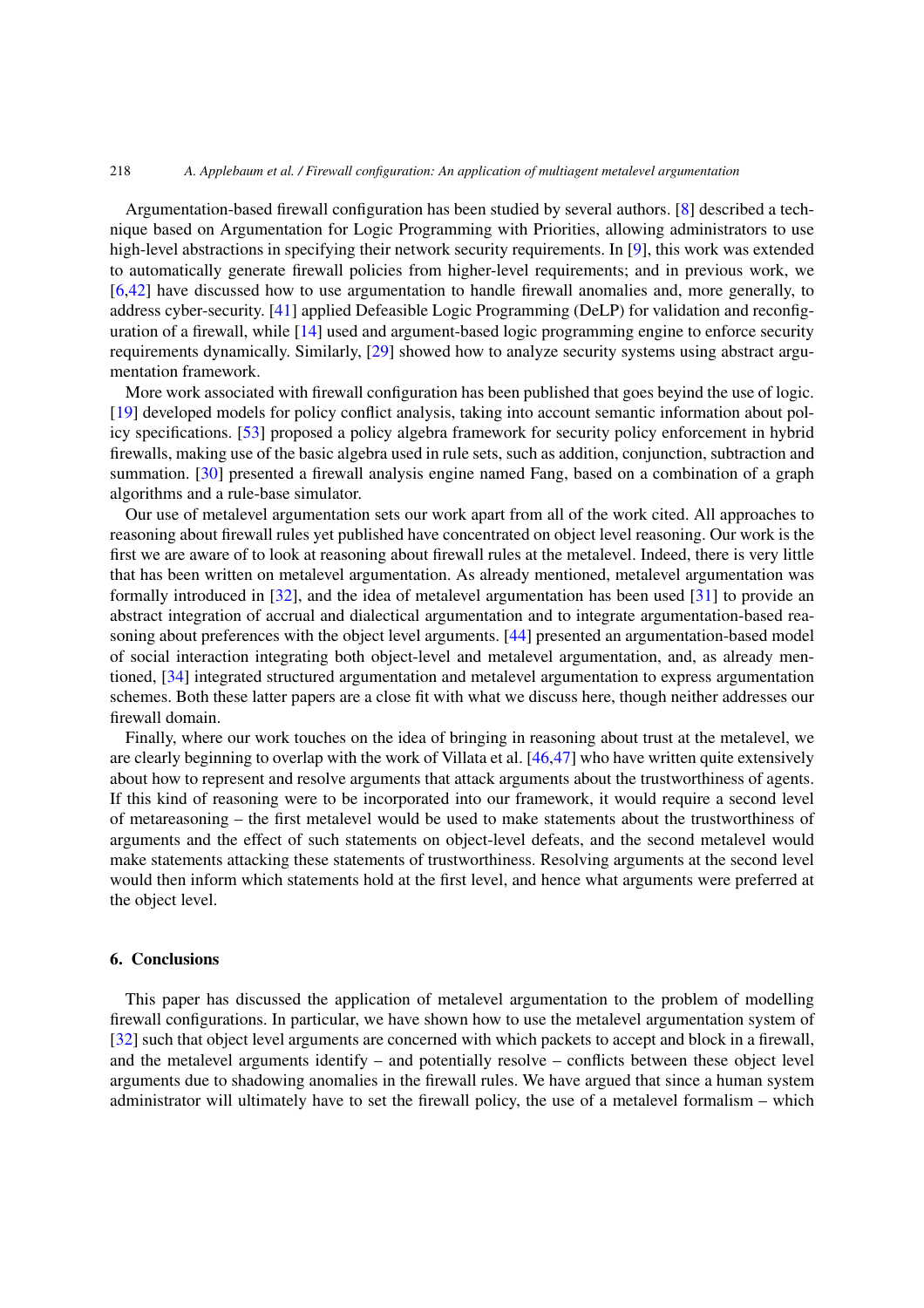Argumentation-based firewall configuration has been studied by several authors. [8] described a technique based on Argumentation for Logic Programming with Priorities, allowing administrators to use high-level abstractions in specifying their network security requirements. In [9], this work was extended to automatically generate firewall policies from higher-level requirements; and in previous work, we [6,42] have discussed how to use argumentation to handle firewall anomalies and, more generally, to address cyber-security. [41] applied Defeasible Logic Programming (DeLP) for validation and reconfiguration of a firewall, while [14] used and argument-based logic programming engine to enforce security requirements dynamically. Similarly, [29] showed how to analyze security systems using abstract argumentation framework.

More work associated with firewall configuration has been published that goes beyind the use of logic. [19] developed models for policy conflict analysis, taking into account semantic information about policy specifications. [53] proposed a policy algebra framework for security policy enforcement in hybrid firewalls, making use of the basic algebra used in rule sets, such as addition, conjunction, subtraction and summation. [30] presented a firewall analysis engine named Fang, based on a combination of a graph algorithms and a rule-base simulator.

Our use of metalevel argumentation sets our work apart from all of the work cited. All approaches to reasoning about firewall rules yet published have concentrated on object level reasoning. Our work is the first we are aware of to look at reasoning about firewall rules at the metalevel. Indeed, there is very little that has been written on metalevel argumentation. As already mentioned, metalevel argumentation was formally introduced in [32], and the idea of metalevel argumentation has been used [31] to provide an abstract integration of accrual and dialectical argumentation and to integrate argumentation-based reasoning about preferences with the object level arguments. [44] presented an argumentation-based model of social interaction integrating both object-level and metalevel argumentation, and, as already mentioned, [34] integrated structured argumentation and metalevel argumentation to express argumentation schemes. Both these latter papers are a close fit with what we discuss here, though neither addresses our firewall domain.

Finally, where our work touches on the idea of bringing in reasoning about trust at the metalevel, we are clearly beginning to overlap with the work of Villata et al. [46,47] who have written quite extensively about how to represent and resolve arguments that attack arguments about the trustworthiness of agents. If this kind of reasoning were to be incorporated into our framework, it would require a second level of metareasoning – the first metalevel would be used to make statements about the trustworthiness of arguments and the effect of such statements on object-level defeats, and the second metalevel would make statements attacking these statements of trustworthiness. Resolving arguments at the second level would then inform which statements hold at the first level, and hence what arguments were preferred at the object level.

## 6. Conclusions

This paper has discussed the application of metalevel argumentation to the problem of modelling firewall configurations. In particular, we have shown how to use the metalevel argumentation system of [32] such that object level arguments are concerned with which packets to accept and block in a firewall, and the metalevel arguments identify – and potentially resolve – conflicts between these object level arguments due to shadowing anomalies in the firewall rules. We have argued that since a human system administrator will ultimately have to set the firewall policy, the use of a metalevel formalism – which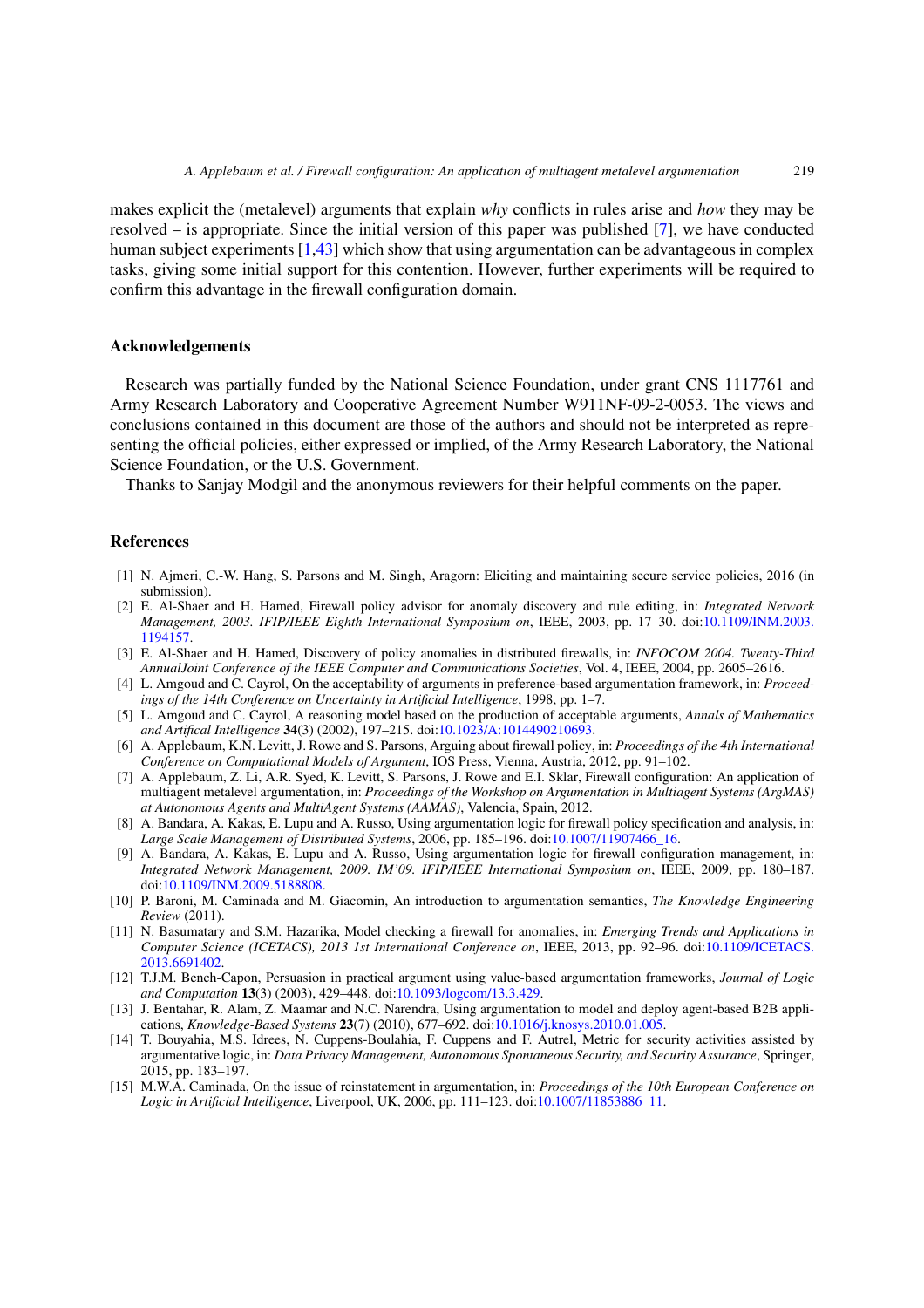makes explicit the (metalevel) arguments that explain *why* conflicts in rules arise and *how* they may be resolved – is appropriate. Since the initial version of this paper was published [7], we have conducted human subject experiments [1,43] which show that using argumentation can be advantageous in complex tasks, giving some initial support for this contention. However, further experiments will be required to confirm this advantage in the firewall configuration domain.

## Acknowledgements

Research was partially funded by the National Science Foundation, under grant CNS 1117761 and Army Research Laboratory and Cooperative Agreement Number W911NF-09-2-0053. The views and conclusions contained in this document are those of the authors and should not be interpreted as representing the official policies, either expressed or implied, of the Army Research Laboratory, the National Science Foundation, or the U.S. Government.

Thanks to Sanjay Modgil and the anonymous reviewers for their helpful comments on the paper.

## References

[1] N. Ajmeri, C.-W. Hang, S. Parsons and M. Singh, Aragorn: Eliciting and maintaining secure service policies, 2016 (in submission).

[2] E. Al-Shaer and H. Hamed, Firewall policy advisor for anomaly discovery and rule editing, in: *Integrated Network Management, 2003. IFIP/IEEE Eighth International Symposium on*, IEEE, 2003, pp. 17–30. doi:10.1109/INM.2003.1194157.

[3] E. Al-Shaer and H. Hamed, Discovery of policy anomalies in distributed firewalls, in: *INFOCOM 2004. Twenty-Third AnnualJoint Conference of the IEEE Computer and Communications Societies*, Vol. 4, IEEE, 2004, pp. 2605–2616.

[4] L. Amgoud and C. Cayrol, On the acceptability of arguments in preference-based argumentation framework, in: *Proceedings of the 14th Conference on Uncertainty in Artificial Intelligence*, 1998, pp. 1–7.

[5] L. Amgoud and C. Cayrol, A reasoning model based on the production of acceptable arguments, *Annals of Mathematics and Artifical Intelligence* **34**(3) (2002), 197–215. doi:10.1023/A:1014490210693.

[6] A. Applebaum, K.N. Levitt, J. Rowe and S. Parsons, Arguing about firewall policy, in: *Proceedings of the 4th International Conference on Computational Models of Argument*, IOS Press, Vienna, Austria, 2012, pp. 91–102.

[7] A. Applebaum, Z. Li, A.R. Syed, K. Levitt, S. Parsons, J. Rowe and E.I. Sklar, Firewall configuration: An application of multiagent metalevel argumentation, in: *Proceedings of the Workshop on Argumentation in Multiagent Systems (ArgMAS) at Autonomous Agents and MultiAgent Systems (AAMAS)*, Valencia, Spain, 2012.

[8] A. Bandara, A. Kakas, E. Lupu and A. Russo, Using argumentation logic for firewall policy specification and analysis, in: *Large Scale Management of Distributed Systems*, 2006, pp. 185–196. doi:10.1007/11907466_16.

[9] A. Bandara, A. Kakas, E. Lupu and A. Russo, Using argumentation logic for firewall configuration management, in: *Integrated Network Management, 2009. IM'09. IFIP/IEEE International Symposium on*, IEEE, 2009, pp. 180–187. doi:10.1109/INM.2009.5188808.

[10] P. Baroni, M. Caminada and M. Giacomin, An introduction to argumentation semantics, *The Knowledge Engineering Review* (2011).

[11] N. Basumatary and S.M. Hazarika, Model checking a firewall for anomalies, in: *Emerging Trends and Applications in Computer Science (ICETACS), 2013 1st International Conference on*, IEEE, 2013, pp. 92–96. doi:10.1109/ICETACS.2013.6691402.

[12] T.J.M. Bench-Capon, Persuasion in practical argument using value-based argumentation frameworks, *Journal of Logic and Computation* **13**(3) (2003), 429–448. doi:10.1093/logcom/13.3.429.

[13] J. Bentahar, R. Alam, Z. Maamar and N.C. Narendra, Using argumentation to model and deploy agent-based B2B applications, *Knowledge-Based Systems* **23**(7) (2010), 677–692. doi:10.1016/j.knosys.2010.01.005.

[14] T. Bouyahia, M.S. Idrees, N. Cuppens-Boulahia, F. Cuppens and F. Autrel, Metric for security activities assisted by argumentative logic, in: *Data Privacy Management, Autonomous Spontaneous Security, and Security Assurance*, Springer, 2015, pp. 183–197.

[15] M.W.A. Caminada, On the issue of reinstatement in argumentation, in: *Proceedings of the 10th European Conference on Logic in Artificial Intelligence*, Liverpool, UK, 2006, pp. 111–123. doi:10.1007/11853886_11.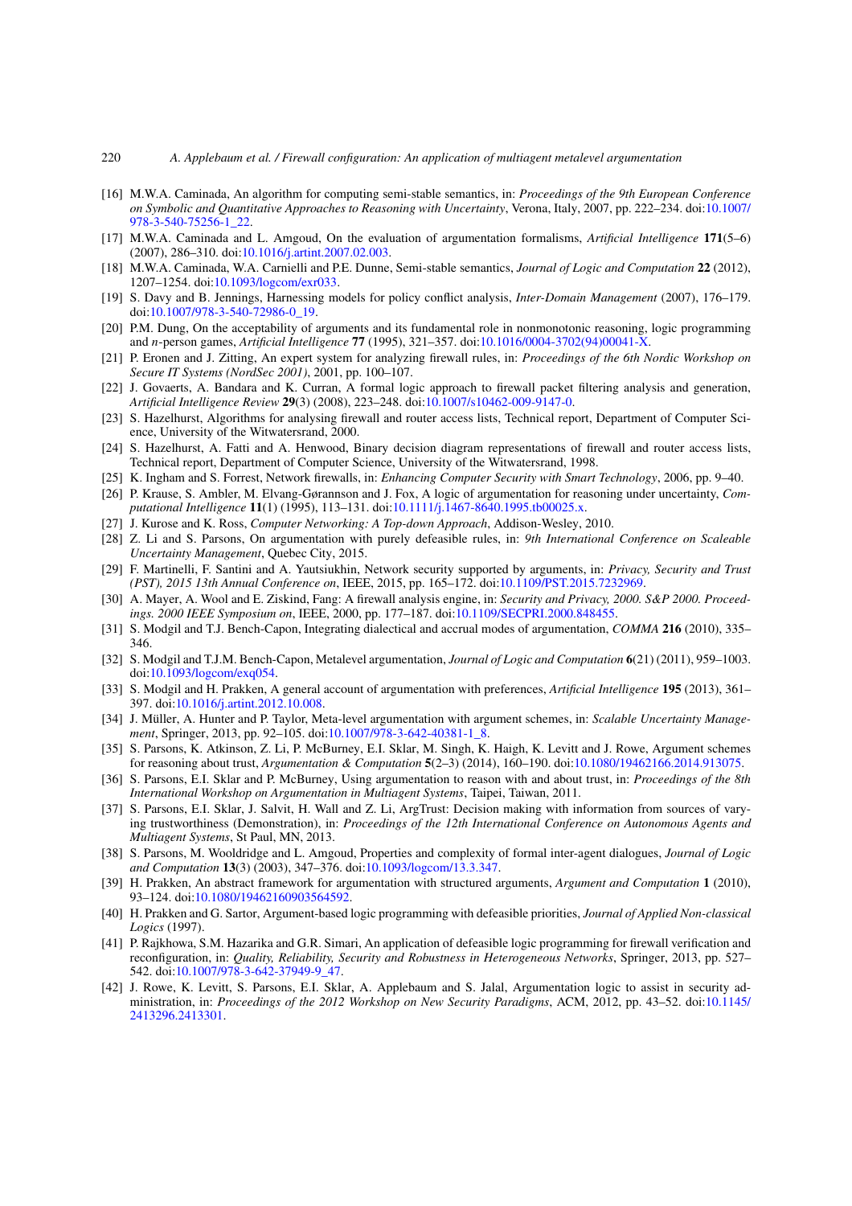[16] M.W.A. Caminada, An algorithm for computing semi-stable semantics, in: *Proceedings of the 9th European Conference on Symbolic and Quantitative Approaches to Reasoning with Uncertainty*, Verona, Italy, 2007, pp. 222–234. doi:10.1007/978-3-540-75256-1_22.

[17] M.W.A. Caminada and L. Amgoud, On the evaluation of argumentation formalisms, *Artificial Intelligence* **171**(5–6) (2007), 286–310. doi:10.1016/j.artint.2007.02.003.

[18] M.W.A. Caminada, W.A. Carnielli and P.E. Dunne, Semi-stable semantics, *Journal of Logic and Computation* **22** (2012), 1207–1254. doi:10.1093/logcom/exr033.

[19] S. Davy and B. Jennings, Harnessing models for policy conflict analysis, *Inter-Domain Management* (2007), 176–179. doi:10.1007/978-3-540-72986-0_19.

[20] P.M. Dung, On the acceptability of arguments and its fundamental role in nonmonotonic reasoning, logic programming and *n*-person games, *Artificial Intelligence* **77** (1995), 321–357. doi:10.1016/0004-3702(94)00041-X.

[21] P. Eronen and J. Zitting, An expert system for analyzing firewall rules, in: *Proceedings of the 6th Nordic Workshop on Secure IT Systems (NordSec 2001)*, 2001, pp. 100–107.

[22] J. Govaerts, A. Bandara and K. Curran, A formal logic approach to firewall packet filtering analysis and generation, *Artificial Intelligence Review* **29**(3) (2008), 223–248. doi:10.1007/s10462-009-9147-0.

[23] S. Hazelhurst, Algorithms for analysing firewall and router access lists, Technical report, Department of Computer Science, University of the Witwatersrand, 2000.

[24] S. Hazelhurst, A. Fatti and A. Henwood, Binary decision diagram representations of firewall and router access lists, Technical report, Department of Computer Science, University of the Witwatersrand, 1998.

[25] K. Ingham and S. Forrest, Network firewalls, in: *Enhancing Computer Security with Smart Technology*, 2006, pp. 9–40.

[26] P. Krause, S. Ambler, M. Elvang-Gøransson and J. Fox, A logic of argumentation for reasoning under uncertainty, *Computational Intelligence* **11**(1) (1995), 113–131. doi:10.1111/j.1467-8640.1995.tb00025.x.

[27] J. Kurose and K. Ross, *Computer Networking: A Top-down Approach*, Addison-Wesley, 2010.

[28] Z. Li and S. Parsons, On argumentation with purely defeasible rules, in: *9th International Conference on Scaleable Uncertainty Management*, Quebec City, 2015.

[29] F. Martinelli, F. Santini and A. Yautsiukhin, Network security supported by arguments, in: *Privacy, Security and Trust (PST), 2015 13th Annual Conference on*, IEEE, 2015, pp. 165–172. doi:10.1109/PST.2015.7232969.

[30] A. Mayer, A. Wool and E. Ziskind, Fang: A firewall analysis engine, in: *Security and Privacy, 2000. S&P 2000. Proceedings. 2000 IEEE Symposium on*, IEEE, 2000, pp. 177–187. doi:10.1109/SECPRI.2000.848455.

[31] S. Modgil and T.J. Bench-Capon, Integrating dialectical and accrual modes of argumentation, *COMMA* **216** (2010), 335–346.

[32] S. Modgil and T.J.M. Bench-Capon, Metalevel argumentation, *Journal of Logic and Computation* **6**(21) (2011), 959–1003. doi:10.1093/logcom/exq054.

[33] S. Modgil and H. Prakken, A general account of argumentation with preferences, *Artificial Intelligence* **195** (2013), 361–397. doi:10.1016/j.artint.2012.10.008.

[34] J. Müller, A. Hunter and P. Taylor, Meta-level argumentation with argument schemes, in: *Scalable Uncertainty Management*, Springer, 2013, pp. 92–105. doi:10.1007/978-3-642-40381-1_8.

[35] S. Parsons, K. Atkinson, Z. Li, P. McBurney, E.I. Sklar, M. Singh, K. Haigh, K. Levitt and J. Rowe, Argument schemes for reasoning about trust, *Argumentation & Computation* **5**(2–3) (2014), 160–190. doi:10.1080/19462166.2014.913075.

[36] S. Parsons, E.I. Sklar and P. McBurney, Using argumentation to reason with and about trust, in: *Proceedings of the 8th International Workshop on Argumentation in Multiagent Systems*, Taipei, Taiwan, 2011.

[37] S. Parsons, E.I. Sklar, J. Salvit, H. Wall and Z. Li, ArgTrust: Decision making with information from sources of varying trustworthiness (Demonstration), in: *Proceedings of the 12th International Conference on Autonomous Agents and Multiagent Systems*, St Paul, MN, 2013.

[38] S. Parsons, M. Wooldridge and L. Amgoud, Properties and complexity of formal inter-agent dialogues, *Journal of Logic and Computation* **13**(3) (2003), 347–376. doi:10.1093/logcom/13.3.347.

[39] H. Prakken, An abstract framework for argumentation with structured arguments, *Argument and Computation* **1** (2010), 93–124. doi:10.1080/19462160903564592.

[40] H. Prakken and G. Sartor, Argument-based logic programming with defeasible priorities, *Journal of Applied Non-classical Logics* (1997).

[41] P. Rajkhowa, S.M. Hazarika and G.R. Simari, An application of defeasible logic programming for firewall verification and reconfiguration, in: *Quality, Reliability, Security and Robustness in Heterogeneous Networks*, Springer, 2013, pp. 527–542. doi:10.1007/978-3-642-37949-9_47.

[42] J. Rowe, K. Levitt, S. Parsons, E.I. Sklar, A. Applebaum and S. Jalal, Argumentation logic to assist in security administration, in: *Proceedings of the 2012 Workshop on New Security Paradigms*, ACM, 2012, pp. 43–52. doi:10.1145/2413296.2413301.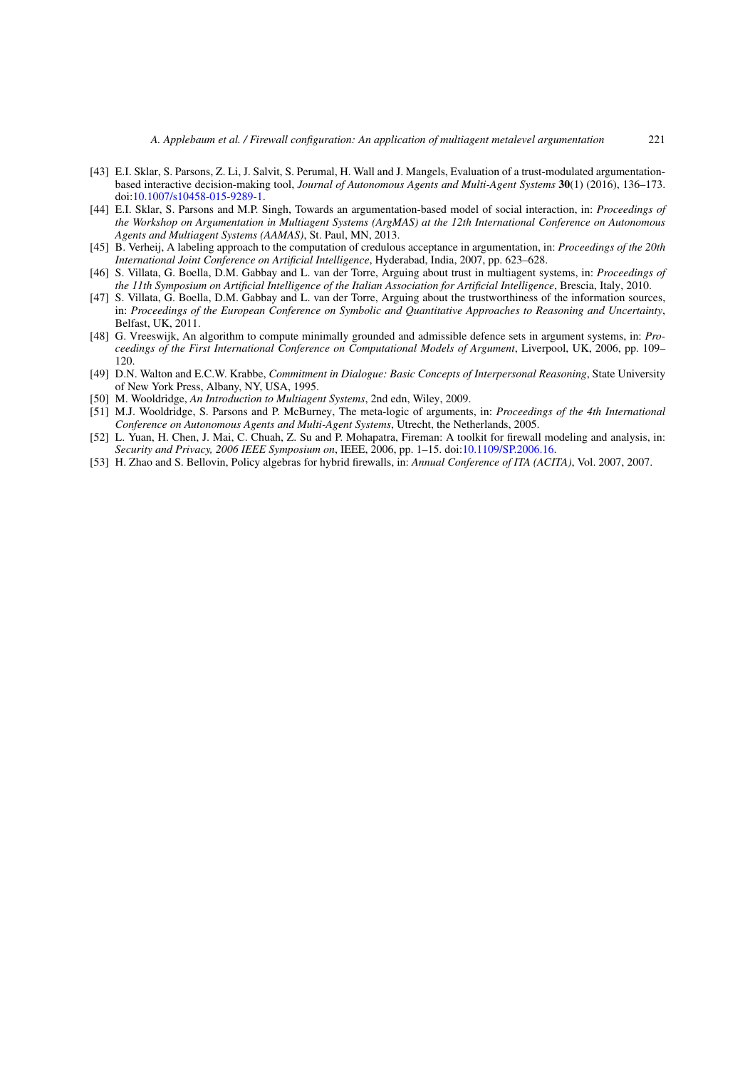- [43] E.I. Sklar, S. Parsons, Z. Li, J. Salvit, S. Perumal, H. Wall and J. Mangels, Evaluation of a trust-modulated argumentation-based interactive decision-making tool, *Journal of Autonomous Agents and Multi-Agent Systems* **30**(1) (2016), 136–173. doi:10.1007/s10458-015-9289-1.
- [44] E.I. Sklar, S. Parsons and M.P. Singh, Towards an argumentation-based model of social interaction, in: *Proceedings of the Workshop on Argumentation in Multiagent Systems (ArgMAS) at the 12th International Conference on Autonomous Agents and Multiagent Systems (AAMAS)*, St. Paul, MN, 2013.
- [45] B. Verheij, A labeling approach to the computation of credulous acceptance in argumentation, in: *Proceedings of the 20th International Joint Conference on Artificial Intelligence*, Hyderabad, India, 2007, pp. 623–628.
- [46] S. Villata, G. Boella, D.M. Gabbay and L. van der Torre, Arguing about trust in multiagent systems, in: *Proceedings of the 11th Symposium on Artificial Intelligence of the Italian Association for Artificial Intelligence*, Brescia, Italy, 2010.
- [47] S. Villata, G. Boella, D.M. Gabbay and L. van der Torre, Arguing about the trustworthiness of the information sources, in: *Proceedings of the European Conference on Symbolic and Quantitative Approaches to Reasoning and Uncertainty*, Belfast, UK, 2011.
- [48] G. Vreeswijk, An algorithm to compute minimally grounded and admissible defence sets in argument systems, in: *Proceedings of the First International Conference on Computational Models of Argument*, Liverpool, UK, 2006, pp. 109–120.
- [49] D.N. Walton and E.C.W. Krabbe, *Commitment in Dialogue: Basic Concepts of Interpersonal Reasoning*, State University of New York Press, Albany, NY, USA, 1995.
- [50] M. Wooldridge, *An Introduction to Multiagent Systems*, 2nd edn, Wiley, 2009.
- [51] M.J. Wooldridge, S. Parsons and P. McBurney, The meta-logic of arguments, in: *Proceedings of the 4th International Conference on Autonomous Agents and Multi-Agent Systems*, Utrecht, the Netherlands, 2005.
- [52] L. Yuan, H. Chen, J. Mai, C. Chuah, Z. Su and P. Mohapatra, Fireman: A toolkit for firewall modeling and analysis, in: *Security and Privacy, 2006 IEEE Symposium on*, IEEE, 2006, pp. 1–15. doi:10.1109/SP.2006.16.
- [53] H. Zhao and S. Bellovin, Policy algebras for hybrid firewalls, in: *Annual Conference of ITA (ACITA)*, Vol. 2007, 2007.